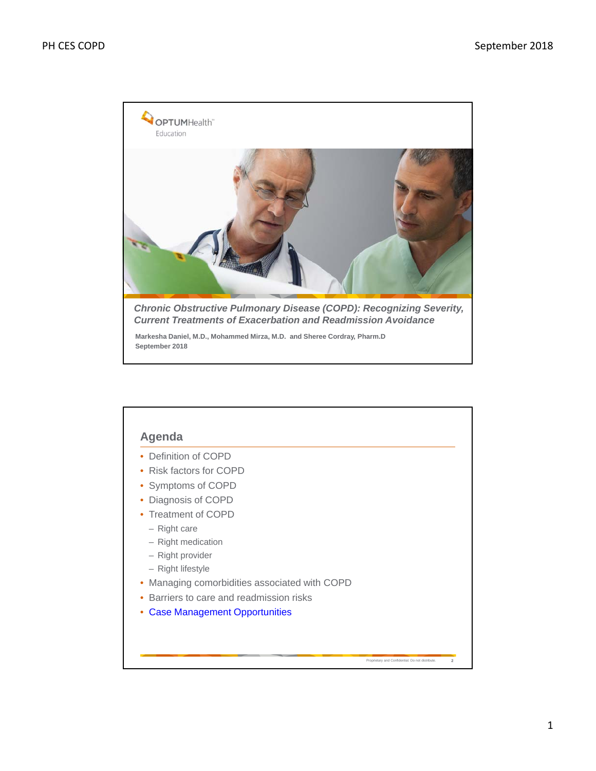OPTUMHealth™
Education

*Chronic Obstructive Pulmonary Disease (COPD): Recognizing Severity, Current Treatments of Exacerbation and Readmission Avoidance*

**Markesha Daniel, M.D., Mohammed Mirza, M.D. and Sheree Cordray, Pharm.D**
**September 2018**

## Agenda

- Definition of COPD
- Risk factors for COPD
- Symptoms of COPD
- Diagnosis of COPD
- Treatment of COPD
  - Right care
  - Right medication
  - Right provider
  - Right lifestyle
- Managing comorbidities associated with COPD
- Barriers to care and readmission risks
- Case Management Opportunities

Proprietary and Confidential. Do not distribute.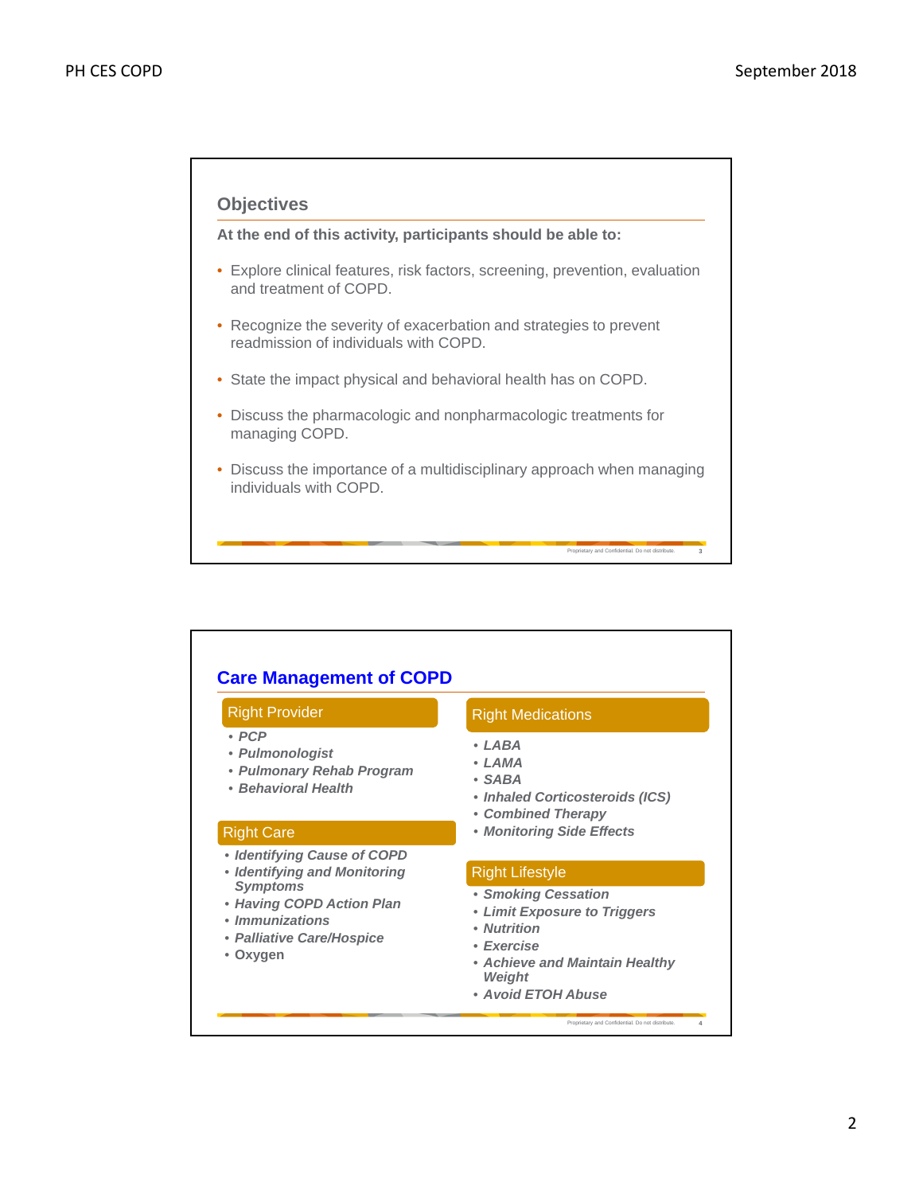## Objectives

**At the end of this activity, participants should be able to:**

- Explore clinical features, risk factors, screening, prevention, evaluation and treatment of COPD.
- Recognize the severity of exacerbation and strategies to prevent readmission of individuals with COPD.
- State the impact physical and behavioral health has on COPD.
- Discuss the pharmacologic and nonpharmacologic treatments for managing COPD.
- Discuss the importance of a multidisciplinary approach when managing individuals with COPD.

## Care Management of COPD

### Right Provider

- *PCP*
- *Pulmonologist*
- *Pulmonary Rehab Program*
- *Behavioral Health*

### Right Care

- *Identifying Cause of COPD*
- *Identifying and Monitoring Symptoms*
- *Having COPD Action Plan*
- *Immunizations*
- *Palliative Care/Hospice*
- Oxygen

### Right Medications

- *LABA*
- *LAMA*
- *SABA*
- *Inhaled Corticosteroids (ICS)*
- *Combined Therapy*
- *Monitoring Side Effects*

### Right Lifestyle

- *Smoking Cessation*
- *Limit Exposure to Triggers*
- *Nutrition*
- *Exercise*
- *Achieve and Maintain Healthy Weight*
- *Avoid ETOH Abuse*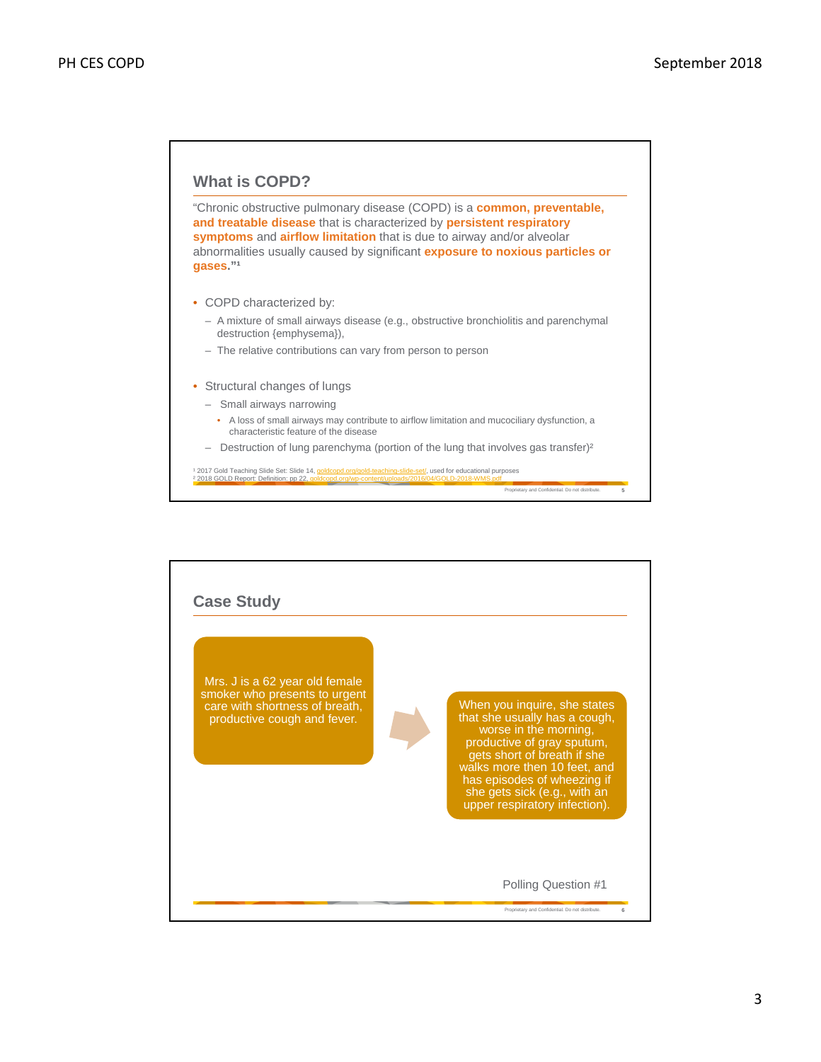## What is COPD?

"Chronic obstructive pulmonary disease (COPD) is a **common, preventable, and treatable disease** that is characterized by **persistent respiratory symptoms** and **airflow limitation** that is due to airway and/or alveolar abnormalities usually caused by significant **exposure to noxious particles or gases.**"[1]

- COPD characterized by:
  - A mixture of small airways disease (e.g., obstructive bronchiolitis and parenchymal destruction {emphysema}),
  - The relative contributions can vary from person to person
- Structural changes of lungs
  - Small airways narrowing
    - A loss of small airways may contribute to airflow limitation and mucociliary dysfunction, a characteristic feature of the disease
  - Destruction of lung parenchyma (portion of the lung that involves gas transfer)[2]

[1] 2017 Gold Teaching Slide Set: Slide 14, goldcopd.org/gold-teaching-slide-set/, used for educational purposes
[2] 2018 GOLD Report: Definition: pp 22, goldcopd.org/wp-content/uploads/2016/04/GOLD-2018-WMS.pdf

## Case Study

Mrs. J is a 62 year old female smoker who presents to urgent care with shortness of breath, productive cough and fever.

When you inquire, she states that she usually has a cough, worse in the morning, productive of gray sputum, gets short of breath if she walks more then 10 feet, and has episodes of wheezing if she gets sick (e.g., with an upper respiratory infection).

Polling Question #1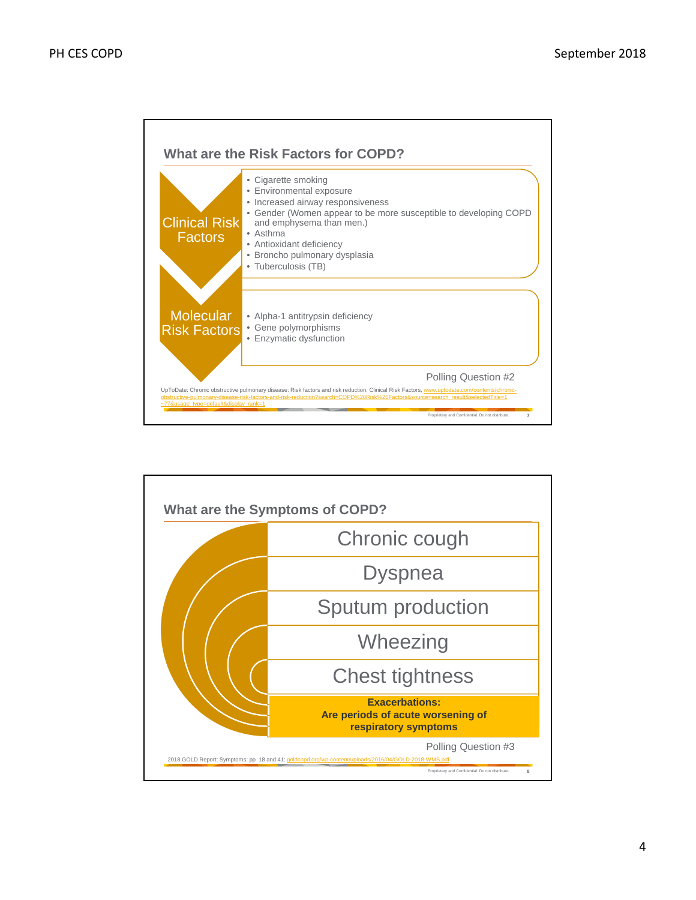## What are the Risk Factors for COPD?

**Clinical Risk Factors**

- Cigarette smoking
- Environmental exposure
- Increased airway responsiveness
- Gender (Women appear to be more susceptible to developing COPD and emphysema than men.)
- Asthma
- Antioxidant deficiency
- Broncho pulmonary dysplasia
- Tuberculosis (TB)

**Molecular Risk Factors**

- Alpha-1 antitrypsin deficiency
- Gene polymorphisms
- Enzymatic dysfunction

Polling Question #2

UpToDate: Chronic obstructive pulmonary disease: Risk factors and risk reduction, Clinical Risk Factors, www.uptodate.com/contents/chronic-obstructive-pulmonary-disease-risk-factors-and-risk-reduction?search=COPD%20Risk%20Factors&source=search_result&selectedTitle=1~77&usage_type=default&display_rank=1

Proprietary and Confidential. Do not distribute.

## What are the Symptoms of COPD?

- Chronic cough
- Dyspnea
- Sputum production
- Wheezing
- Chest tightness

**Exacerbations: Are periods of acute worsening of respiratory symptoms**

Polling Question #3

2018 GOLD Report: Symptoms: pp 18 and 41: goldcopd.org/wp-content/uploads/2016/04/GOLD-2018-WMS.pdf

Proprietary and Confidential. Do not distribute.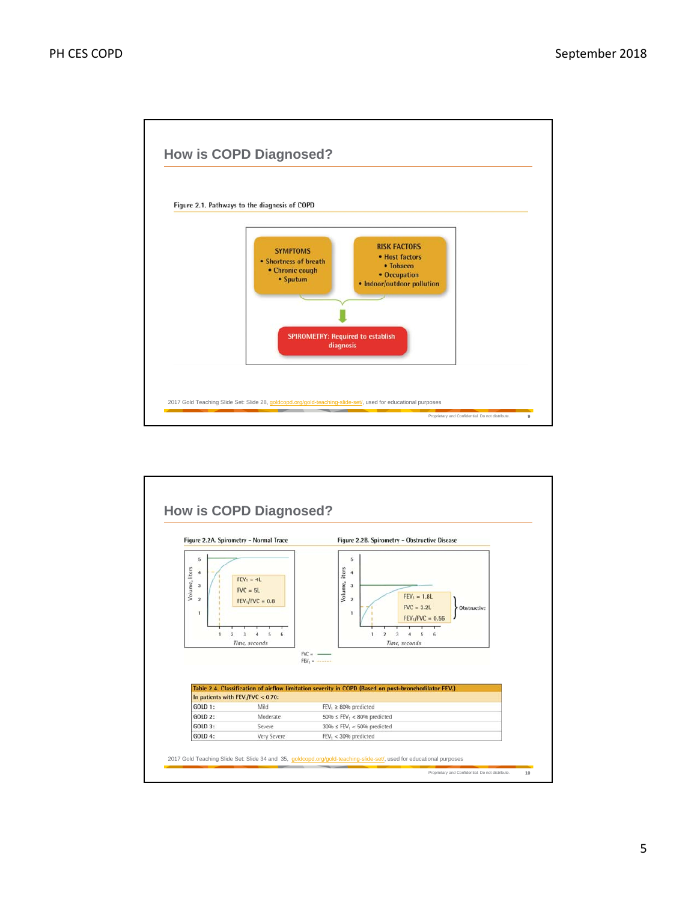## How is COPD Diagnosed?

Figure 2.1. Pathways to the diagnosis of COPD

**SYMPTOMS**
- Shortness of breath
- Chronic cough
- Sputum

**RISK FACTORS**
- Host factors
- Tobacco
- Occupation
- Indoor/outdoor pollution

**SPIROMETRY: Required to establish diagnosis**

2017 Gold Teaching Slide Set: Slide 28, goldcopd.org/gold-teaching-slide-set/, used for educational purposes

## How is COPD Diagnosed?

Figure 2.2A. Spirometry – Normal Trace

$FEV_1$ = 4L
FVC = 5L
$FEV_1$/FVC = 0.8

Figure 2.2B. Spirometry – Obstructive Disease

$FEV_1$ = 1.8L
FVC = 3.2L
$FEV_1$/FVC = 0.56
Obstructive

| Table 2.4. Classification of airflow limitation severity in COPD (Based on post-bronchodilator $FEV_1$) | | |
|---|---|---|
| In patients with $FEV_1$/FVC < 0.70: | | |
| GOLD 1: | Mild | $FEV_1 \geq 80\%$ predicted |
| GOLD 2: | Moderate | $50\% \leq FEV_1 < 80\%$ predicted |
| GOLD 3: | Severe | $30\% \leq FEV_1 < 50\%$ predicted |
| GOLD 4: | Very Severe | $FEV_1 < 30\%$ predicted |

2017 Gold Teaching Slide Set: Slide 34 and 35, goldcopd.org/gold-teaching-slide-set/, used for educational purposes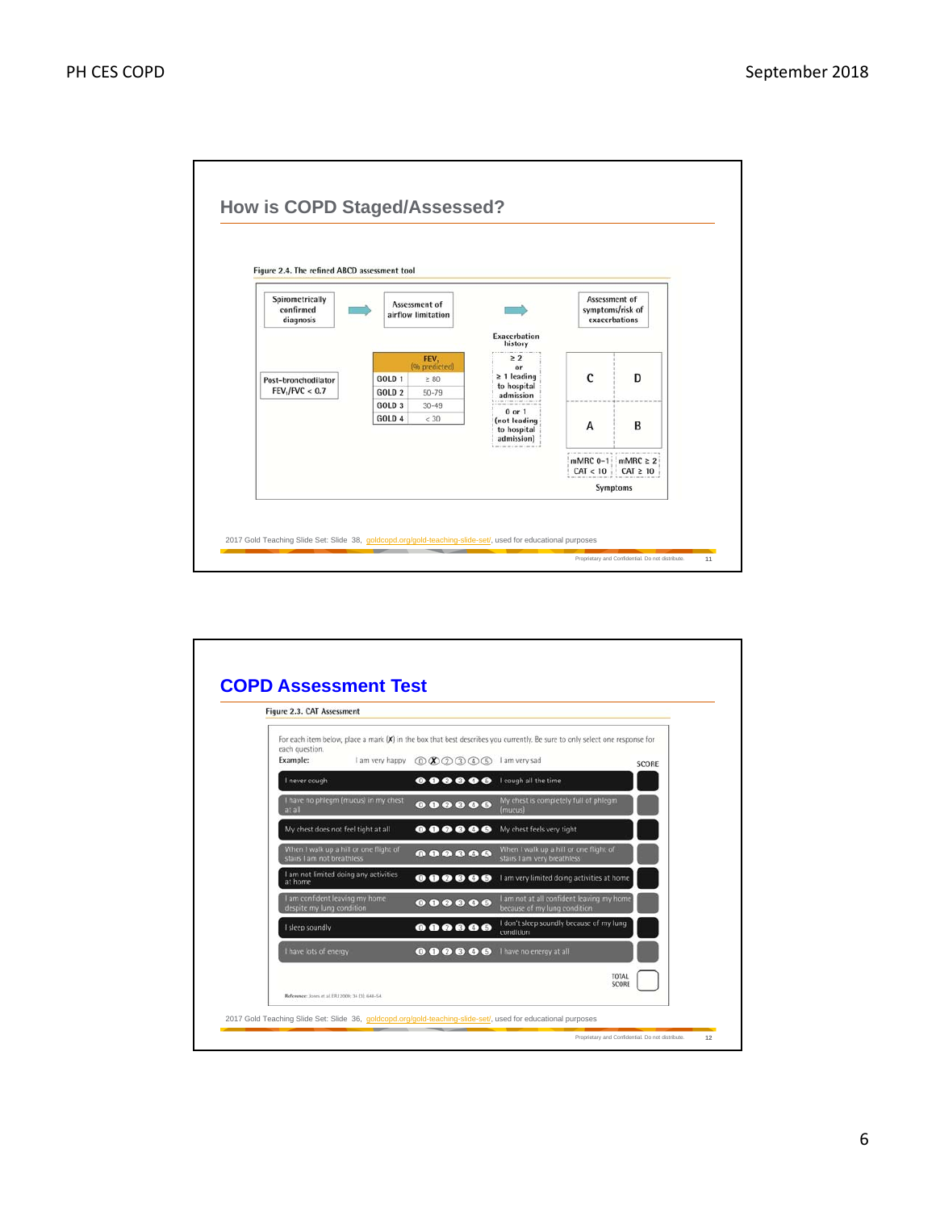## How is COPD Staged/Assessed?

Figure 2.4. The refined ABCD assessment tool

Spirometrically confirmed diagnosis → Assessment of airflow limitation → Assessment of symptoms/risk of exacerbations

Post-bronchodilator $FEV_1/FVC < 0.7$

| | $FEV_1$ (% predicted) |
|---|---|
| GOLD 1 | ≥ 80 |
| GOLD 2 | 50-79 |
| GOLD 3 | 30-49 |
| GOLD 4 | < 30 |

| Exacerbation history | | |
|---|---|---|
| ≥ 2 or ≥ 1 leading to hospital admission | C | D |
| 0 or 1 (not leading to hospital admission) | A | B |
| | mMRC 0–1 CAT < 10 | mMRC ≥ 2 CAT ≥ 10 |
| | Symptoms | |

2017 Gold Teaching Slide Set: Slide 38, goldcopd.org/gold-teaching-slide-set/, used for educational purposes

## COPD Assessment Test

Figure 2.3. CAT Assessment

For each item below, place a mark (X) in the box that best describes you currently. Be sure to only select one response for each question.

Example: I am very happy ⓪ ✗ ② ③ ④ ⑤ I am very sad

| | | | SCORE |
|---|---|---|---|
| I never cough | 0 1 2 3 4 5 | I cough all the time | |
| I have no phlegm (mucus) in my chest at all | 0 1 2 3 4 5 | My chest is completely full of phlegm (mucus) | |
| My chest does not feel tight at all | 0 1 2 3 4 5 | My chest feels very tight | |
| When I walk up a hill or one flight of stairs I am not breathless | 0 1 2 3 4 5 | When I walk up a hill or one flight of stairs I am very breathless | |
| I am not limited doing any activities at home | 0 1 2 3 4 5 | I am very limited doing activities at home | |
| I am confident leaving my home despite my lung condition | 0 1 2 3 4 5 | I am not at all confident leaving my home because of my lung condition | |
| I sleep soundly | 0 1 2 3 4 5 | I don't sleep soundly because of my lung condition | |
| I have lots of energy | 0 1 2 3 4 5 | I have no energy at all | |
| | | TOTAL SCORE | |

Reference: Jones et al. ERJ 2009; 34 (3); 648-54

2017 Gold Teaching Slide Set: Slide 36, goldcopd.org/gold-teaching-slide-set/, used for educational purposes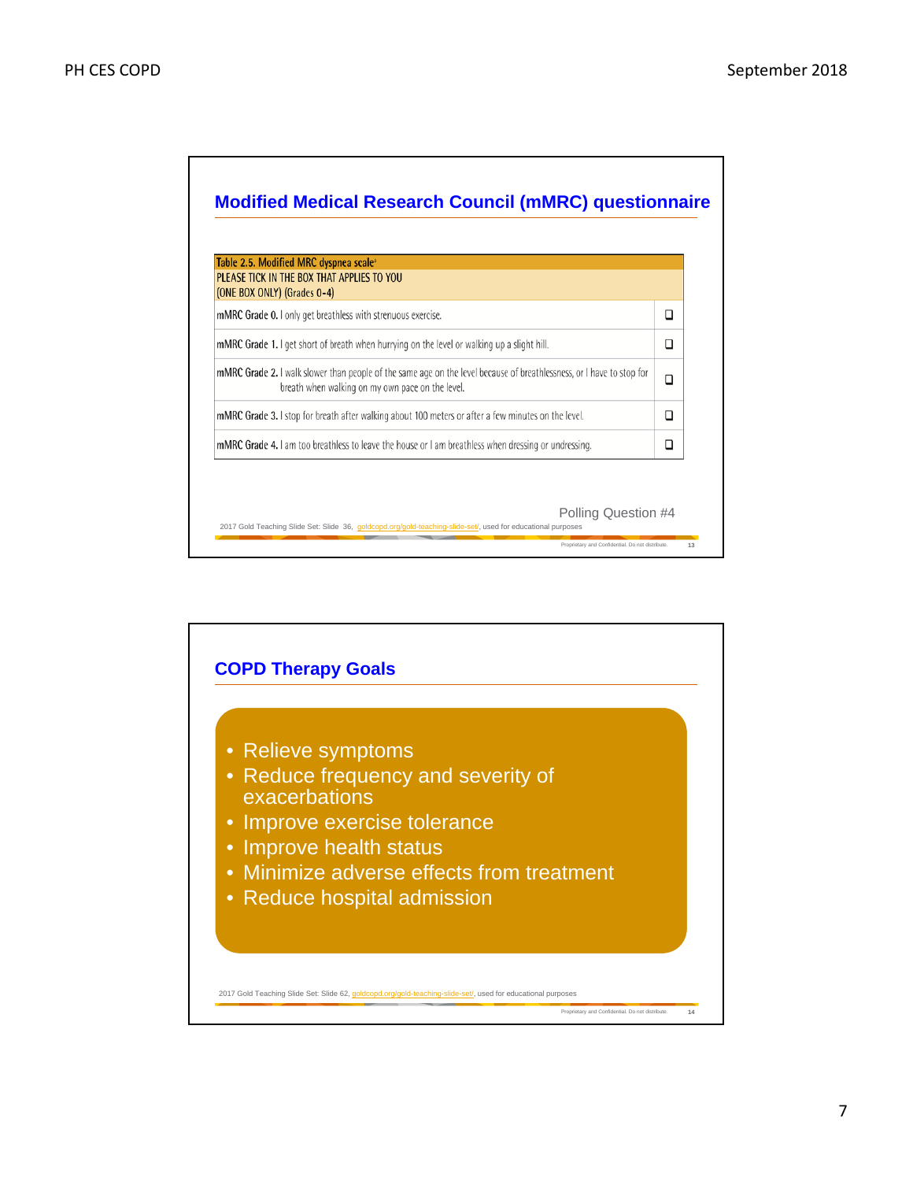## Modified Medical Research Council (mMRC) questionnaire

| Table 2.5. Modified MRC dyspnea scale[a] PLEASE TICK IN THE BOX THAT APPLIES TO YOU (ONE BOX ONLY) (Grades 0-4) | |
|---|---|
| mMRC Grade 0. I only get breathless with strenuous exercise. | ☐ |
| mMRC Grade 1. I get short of breath when hurrying on the level or walking up a slight hill. | ☐ |
| mMRC Grade 2. I walk slower than people of the same age on the level because of breathlessness, or I have to stop for breath when walking on my own pace on the level. | ☐ |
| mMRC Grade 3. I stop for breath after walking about 100 meters or after a few minutes on the level. | ☐ |
| mMRC Grade 4. I am too breathless to leave the house or I am breathless when dressing or undressing. | ☐ |

Polling Question #4

2017 Gold Teaching Slide Set: Slide 36, goldcopd.org/gold-teaching-slide-set/, used for educational purposes

## COPD Therapy Goals

- Relieve symptoms
- Reduce frequency and severity of exacerbations
- Improve exercise tolerance
- Improve health status
- Minimize adverse effects from treatment
- Reduce hospital admission

2017 Gold Teaching Slide Set: Slide 62, goldcopd.org/gold-teaching-slide-set/, used for educational purposes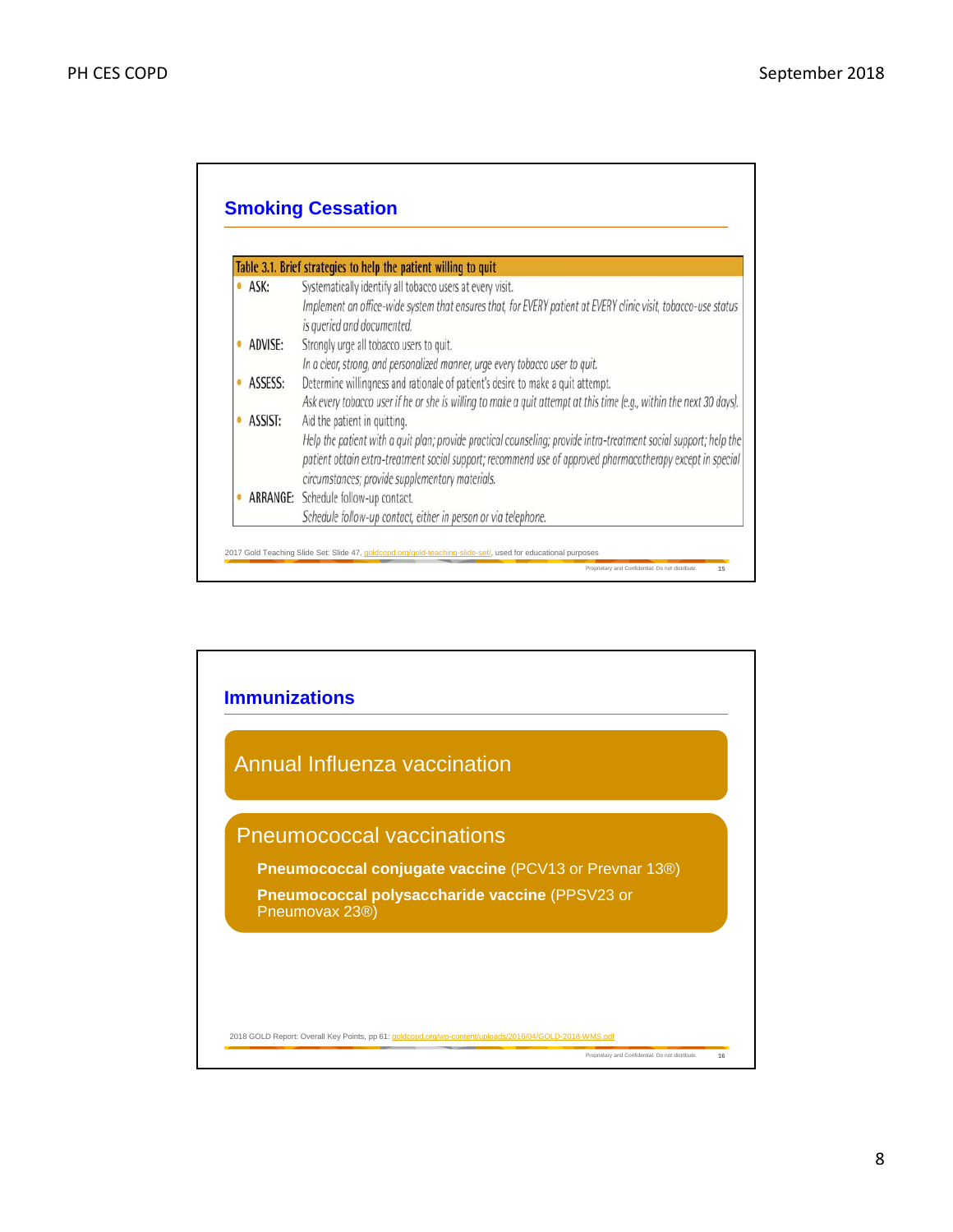## Smoking Cessation

**Table 3.1. Brief strategies to help the patient willing to quit**

- **ASK:** Systematically identify all tobacco users at every visit.
  *Implement an office-wide system that ensures that, for EVERY patient at EVERY clinic visit, tobacco-use status is queried and documented.*
- **ADVISE:** Strongly urge all tobacco users to quit.
  *In a clear, strong, and personalized manner, urge every tobacco user to quit.*
- **ASSESS:** Determine willingness and rationale of patient's desire to make a quit attempt.
  *Ask every tobacco user if he or she is willing to make a quit attempt at this time (e.g., within the next 30 days).*
- **ASSIST:** Aid the patient in quitting.
  *Help the patient with a quit plan; provide practical counseling; provide intra-treatment social support; help the patient obtain extra-treatment social support; recommend use of approved pharmacotherapy except in special circumstances; provide supplementary materials.*
- **ARRANGE:** Schedule follow-up contact.
  *Schedule follow-up contact, either in person or via telephone.*

2017 Gold Teaching Slide Set: Slide 47, goldcopd.org/gold-teaching-slide-set/, used for educational purposes

Proprietary and Confidential. Do not distribute. 15

## Immunizations

**Annual Influenza vaccination**

**Pneumococcal vaccinations**

- **Pneumococcal conjugate vaccine** (PCV13 or Prevnar 13®)
- **Pneumococcal polysaccharide vaccine** (PPSV23 or Pneumovax 23®)

2018 GOLD Report: Overall Key Points, pp 61: goldcopd.org/wp-content/uploads/2016/04/GOLD-2018-WMS.pdf

Proprietary and Confidential. Do not distribute. 16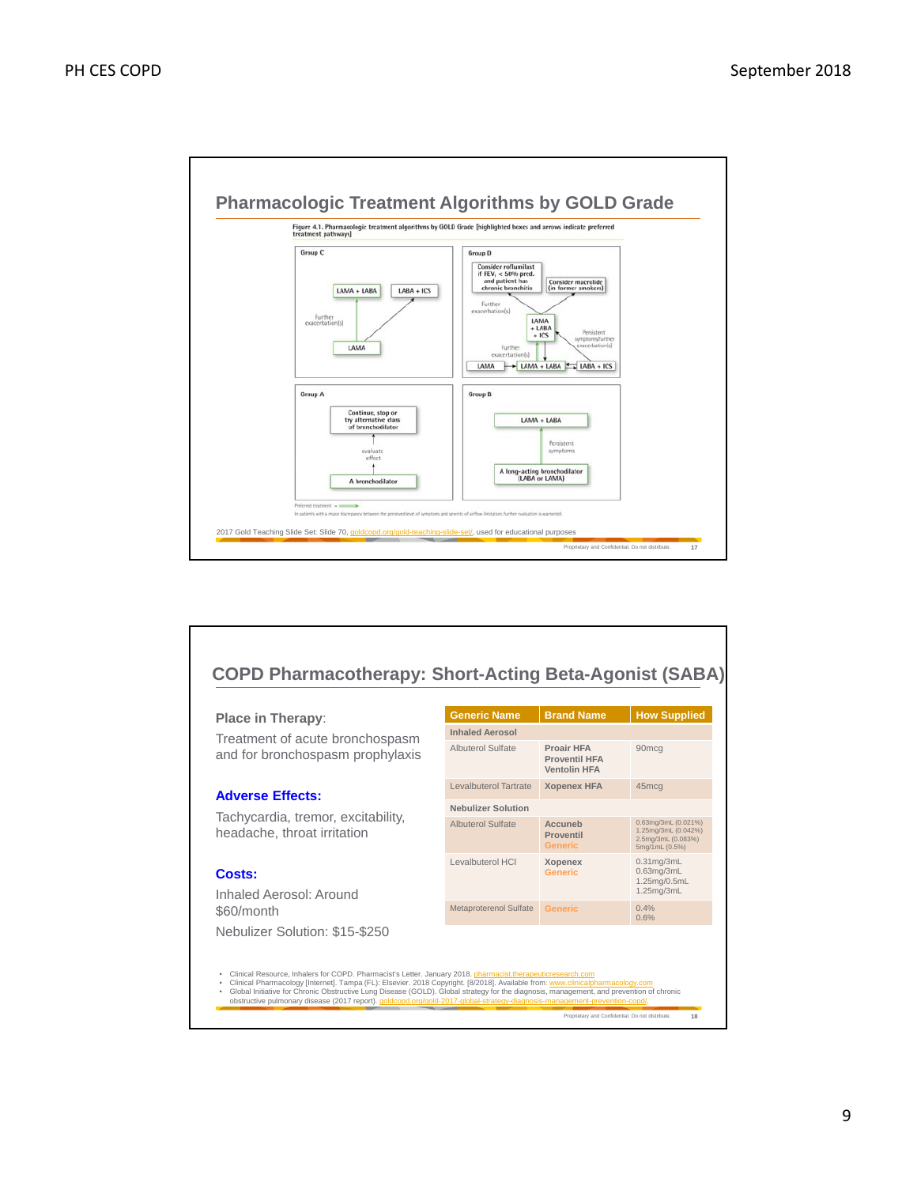## Pharmacologic Treatment Algorithms by GOLD Grade

Figure 4.1. Pharmacologic treatment algorithms by GOLD Grade [highlighted boxes and arrows indicate preferred treatment pathways]

**Group C**
- LAMA → (Further exacerbation(s)) → LAMA + LABA
- LAMA → LABA + ICS

**Group D**
- LAMA → (Further exacerbation(s)) → LAMA + LABA → (Further exacerbation(s)) → LAMA + LABA + ICS
- LABA + ICS → LAMA + LABA
- LABA + ICS → (Persistent symptoms/further exacerbation(s)) → LAMA + LABA + ICS
- LAMA + LABA + ICS → (Further exacerbation(s)) → Consider roflumilast if $FEV_1$ < 50% pred. and patient has chronic bronchitis
- LAMA + LABA + ICS → Consider macrolide (in former smokers)

**Group A**
- A bronchodilator → (evaluate effect) → Continue, stop or try alternative class of bronchodilator

**Group B**
- A long-acting bronchodilator (LABA or LAMA) → (Persistent symptoms) → LAMA + LABA

Preferred treatment =

In patients with a major discrepancy between the perceived level of symptoms and severity of airflow limitation, further evaluation is warranted.

2017 Gold Teaching Slide Set: Slide 70, goldcopd.org/gold-teaching-slide-set/, used for educational purposes

## COPD Pharmacotherapy: Short-Acting Beta-Agonist (SABA)

**Place in Therapy**:

Treatment of acute bronchospasm and for bronchospasm prophylaxis

**Adverse Effects:**

Tachycardia, tremor, excitability, headache, throat irritation

**Costs:**

Inhaled Aerosol: Around $60/month

Nebulizer Solution: $15-$250

| Generic Name | Brand Name | How Supplied |
|---|---|---|
| **Inhaled Aerosol** | | |
| Albuterol Sulfate | **Proair HFA**<br>**Proventil HFA**<br>**Ventolin HFA** | 90mcg |
| Levalbuterol Tartrate | **Xopenex HFA** | 45mcg |
| **Nebulizer Solution** | | |
| Albuterol Sulfate | **Accuneb**<br>**Proventil**<br>**Generic** | 0.63mg/3mL (0.021%)<br>1.25mg/3mL (0.042%)<br>2.5mg/3mL (0.083%)<br>5mg/1mL (0.5%) |
| Levalbuterol HCl | **Xopenex**<br>**Generic** | 0.31mg/3mL<br>0.63mg/3mL<br>1.25mg/0.5mL<br>1.25mg/3mL |
| Metaproterenol Sulfate | **Generic** | 0.4%<br>0.6% |

- Clinical Resource, Inhalers for COPD. Pharmacist's Letter. January 2018. pharmacist.therapeuticresearch.com
- Clinical Pharmacology [Internet]. Tampa (FL): Elsevier. 2018 Copyright. [8/2018]. Available from: www.clinicalpharmacology.com
- Global Initiative for Chronic Obstructive Lung Disease (GOLD). Global strategy for the diagnosis, management, and prevention of chronic obstructive pulmonary disease (2017 report). goldcopd.org/gold-2017-global-strategy-diagnosis-management-prevention-copd/.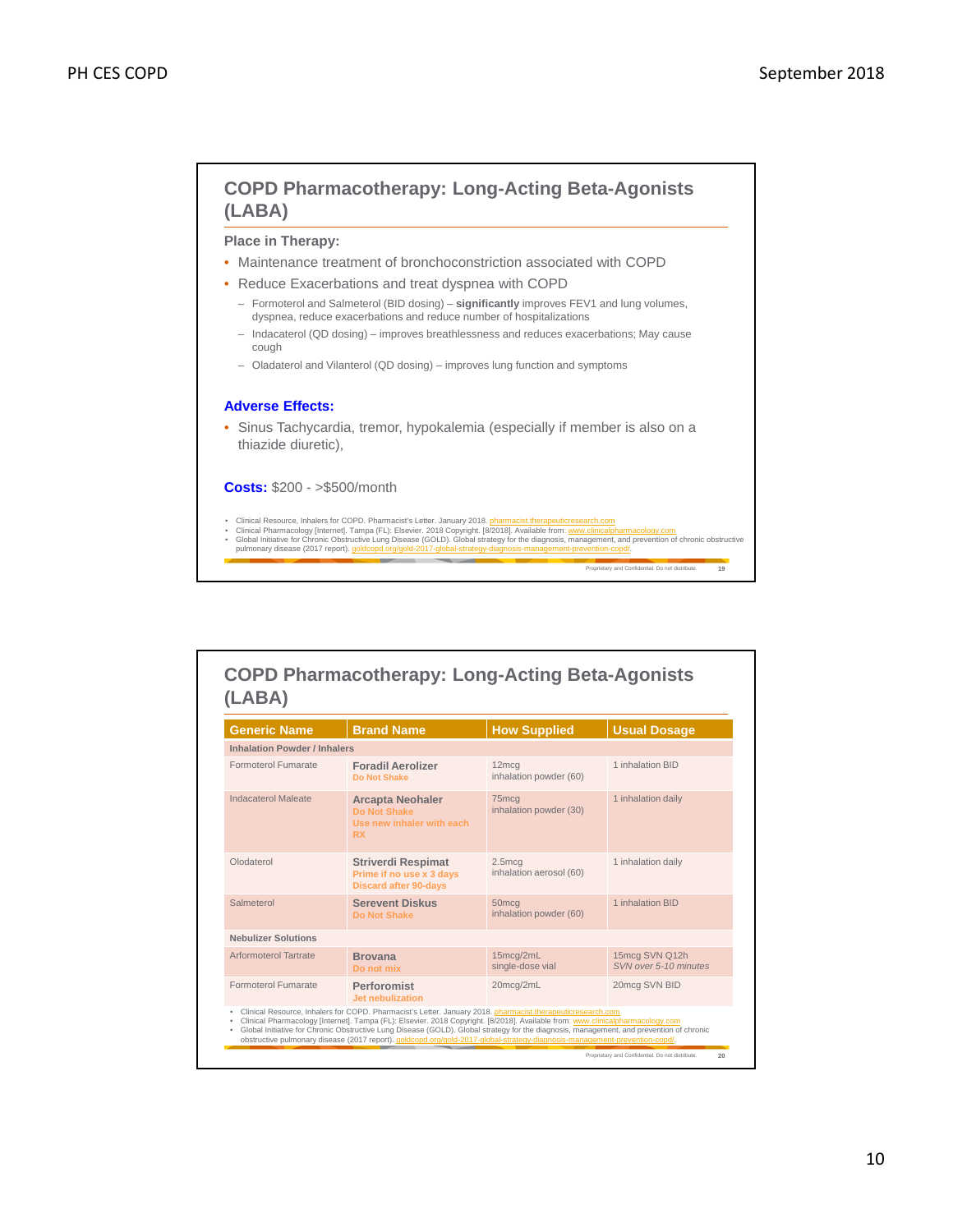## COPD Pharmacotherapy: Long-Acting Beta-Agonists (LABA)

**Place in Therapy:**

- Maintenance treatment of bronchoconstriction associated with COPD
- Reduce Exacerbations and treat dyspnea with COPD
  - Formoterol and Salmeterol (BID dosing) – **significantly** improves FEV1 and lung volumes, dyspnea, reduce exacerbations and reduce number of hospitalizations
  - Indacaterol (QD dosing) – improves breathlessness and reduces exacerbations; May cause cough
  - Oladaterol and Vilanterol (QD dosing) – improves lung function and symptoms

**Adverse Effects:**

- Sinus Tachycardia, tremor, hypokalemia (especially if member is also on a thiazide diuretic),

**Costs:** $200 - >$500/month

- Clinical Resource, Inhalers for COPD. Pharmacist's Letter. January 2018. pharmacist.therapeuticresearch.com
- Clinical Pharmacology [Internet]. Tampa (FL): Elsevier. 2018 Copyright. [8/2018]. Available from: www.clinicalpharmacology.com
- Global Initiative for Chronic Obstructive Lung Disease (GOLD). Global strategy for the diagnosis, management, and prevention of chronic obstructive pulmonary disease (2017 report). goldcopd.org/gold-2017-global-strategy-diagnosis-management-prevention-copd/.

Proprietary and Confidential. Do not distribute. 19

## COPD Pharmacotherapy: Long-Acting Beta-Agonists (LABA)

| Generic Name | Brand Name | How Supplied | Usual Dosage |
|---|---|---|---|
| **Inhalation Powder / Inhalers** | | | |
| Formoterol Fumarate | **Foradil Aerolizer** Do Not Shake | 12mcg inhalation powder (60) | 1 inhalation BID |
| Indacaterol Maleate | **Arcapta Neohaler** Do Not Shake Use new inhaler with each RX | 75mcg inhalation powder (30) | 1 inhalation daily |
| Olodaterol | **Striverdi Respimat** Prime if no use x 3 days Discard after 90-days | 2.5mcg inhalation aerosol (60) | 1 inhalation daily |
| Salmeterol | **Serevent Diskus** Do Not Shake | 50mcg inhalation powder (60) | 1 inhalation BID |
| **Nebulizer Solutions** | | | |
| Arformoterol Tartrate | **Brovana** Do not mix | 15mcg/2mL single-dose vial | 15mcg SVN Q12h *SVN over 5-10 minutes* |
| Formoterol Fumarate | **Perforomist** Jet nebulization | 20mcg/2mL | 20mcg SVN BID |

- Clinical Resource, Inhalers for COPD. Pharmacist's Letter. January 2018. pharmacist.therapeuticresearch.com
- Clinical Pharmacology [Internet]. Tampa (FL): Elsevier. 2018 Copyright. [8/2018]. Available from: www.clinicalpharmacology.com
- Global Initiative for Chronic Obstructive Lung Disease (GOLD). Global strategy for the diagnosis, management, and prevention of chronic obstructive pulmonary disease (2017 report). goldcopd.org/gold-2017-global-strategy-diagnosis-management-prevention-copd/.

Proprietary and Confidential. Do not distribute. 20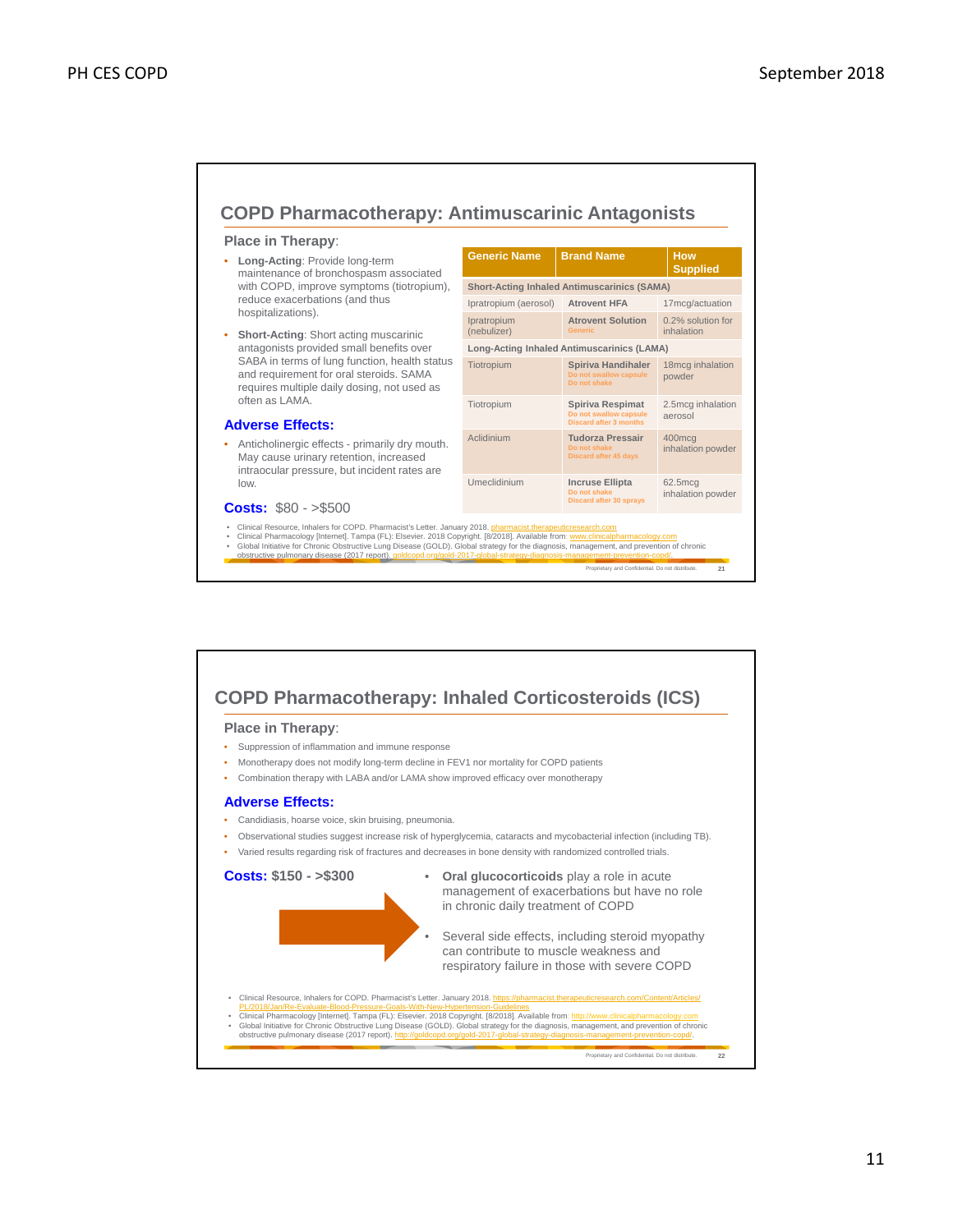## COPD Pharmacotherapy: Antimuscarinic Antagonists

**Place in Therapy**:

- **Long-Acting**: Provide long-term maintenance of bronchospasm associated with COPD, improve symptoms (tiotropium), reduce exacerbations (and thus hospitalizations).
- **Short-Acting**: Short acting muscarinic antagonists provided small benefits over SABA in terms of lung function, health status and requirement for oral steroids. SAMA requires multiple daily dosing, not used as often as LAMA.

**Adverse Effects:**

- Anticholinergic effects - primarily dry mouth. May cause urinary retention, increased intraocular pressure, but incident rates are low.

**Costs:** $80 - >$500

| Generic Name | Brand Name | How Supplied |
|---|---|---|
| **Short-Acting Inhaled Antimuscarinics (SAMA)** | | |
| Ipratropium (aerosol) | **Atrovent HFA** | 17mcg/actuation |
| Ipratropium (nebulizer) | **Atrovent Solution** Generic | 0.2% solution for inhalation |
| **Long-Acting Inhaled Antimuscarinics (LAMA)** | | |
| Tiotropium | **Spiriva Handihaler** Do not swallow capsule Do not shake | 18mcg inhalation powder |
| Tiotropium | **Spiriva Respimat** Do not swallow capsule Discard after 3 months | 2.5mcg inhalation aerosol |
| Aclidinium | **Tudorza Pressair** Do not shake Discard after 45 days | 400mcg inhalation powder |
| Umeclidinium | **Incruse Ellipta** Do not shake Discard after 30 sprays | 62.5mcg inhalation powder |

- Clinical Resource, Inhalers for COPD. Pharmacist's Letter. January 2018. pharmacist.therapeuticresearch.com
- Clinical Pharmacology [Internet]. Tampa (FL): Elsevier. 2018 Copyright. [8/2018]. Available from: www.clinicalpharmacology.com
- Global Initiative for Chronic Obstructive Lung Disease (GOLD). Global strategy for the diagnosis, management, and prevention of chronic obstructive pulmonary disease (2017 report). goldcopd.org/gold-2017-global-strategy-diagnosis-management-prevention-copd/.

## COPD Pharmacotherapy: Inhaled Corticosteroids (ICS)

**Place in Therapy**:

- Suppression of inflammation and immune response
- Monotherapy does not modify long-term decline in FEV1 nor mortality for COPD patients
- Combination therapy with LABA and/or LAMA show improved efficacy over monotherapy

**Adverse Effects:**

- Candidiasis, hoarse voice, skin bruising, pneumonia.
- Observational studies suggest increase risk of hyperglycemia, cataracts and mycobacterial infection (including TB).
- Varied results regarding risk of fractures and decreases in bone density with randomized controlled trials.

**Costs: $150 - >$300**

- **Oral glucocorticoids** play a role in acute management of exacerbations but have no role in chronic daily treatment of COPD
- Several side effects, including steroid myopathy can contribute to muscle weakness and respiratory failure in those with severe COPD

- Clinical Resource, Inhalers for COPD. Pharmacist's Letter. January 2018. https://pharmacist.therapeuticresearch.com/Content/Articles/PL/2018/Jan/Re-Evaluate-Blood-Pressure-Goals-With-New-Hypertension-Guidelines
- Clinical Pharmacology [Internet]. Tampa (FL): Elsevier. 2018 Copyright. [8/2018]. Available from: http://www.clinicalpharmacology.com
- Global Initiative for Chronic Obstructive Lung Disease (GOLD). Global strategy for the diagnosis, management, and prevention of chronic obstructive pulmonary disease (2017 report). http://goldcopd.org/gold-2017-global-strategy-diagnosis-management-prevention-copd/.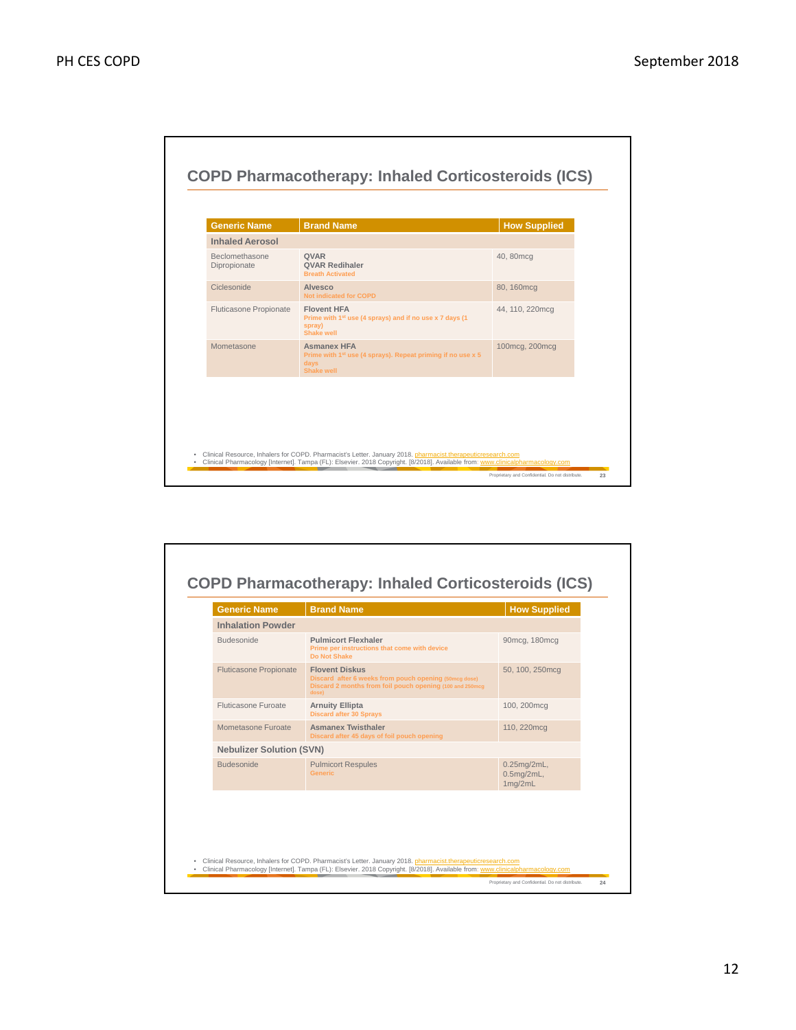## COPD Pharmacotherapy: Inhaled Corticosteroids (ICS)

| Generic Name | Brand Name | How Supplied |
|---|---|---|
| **Inhaled Aerosol** | | |
| Beclomethasone Dipropionate | **QVAR**<br>**QVAR Redihaler**<br>Breath Activated | 40, 80mcg |
| Ciclesonide | **Alvesco**<br>Not indicated for COPD | 80, 160mcg |
| Fluticasone Propionate | **Flovent HFA**<br>Prime with 1st use (4 sprays) and if no use x 7 days (1 spray)<br>Shake well | 44, 110, 220mcg |
| Mometasone | **Asmanex HFA**<br>Prime with 1st use (4 sprays). Repeat priming if no use x 5 days<br>Shake well | 100mcg, 200mcg |

- Clinical Resource, Inhalers for COPD. Pharmacist's Letter. January 2018. pharmacist.therapeuticresearch.com
- Clinical Pharmacology [Internet]. Tampa (FL): Elsevier. 2018 Copyright. [8/2018]. Available from: www.clinicalpharmacology.com

Proprietary and Confidential. Do not distribute.

## COPD Pharmacotherapy: Inhaled Corticosteroids (ICS)

| Generic Name | Brand Name | How Supplied |
|---|---|---|
| **Inhalation Powder** | | |
| Budesonide | **Pulmicort Flexhaler**<br>Prime per instructions that come with device<br>Do Not Shake | 90mcg, 180mcg |
| Fluticasone Propionate | **Flovent Diskus**<br>Discard after 6 weeks from pouch opening (50mcg dose)<br>Discard 2 months from foil pouch opening (100 and 250mcg dose) | 50, 100, 250mcg |
| Fluticasone Furoate | **Arnuity Ellipta**<br>Discard after 30 Sprays | 100, 200mcg |
| Mometasone Furoate | **Asmanex Twisthaler**<br>Discard after 45 days of foil pouch opening | 110, 220mcg |
| **Nebulizer Solution (SVN)** | | |
| Budesonide | Pulmicort Respules<br>Generic | 0.25mg/2mL, 0.5mg/2mL, 1mg/2mL |

- Clinical Resource, Inhalers for COPD. Pharmacist's Letter. January 2018. pharmacist.therapeuticresearch.com
- Clinical Pharmacology [Internet]. Tampa (FL): Elsevier. 2018 Copyright. [8/2018]. Available from: www.clinicalpharmacology.com

Proprietary and Confidential. Do not distribute.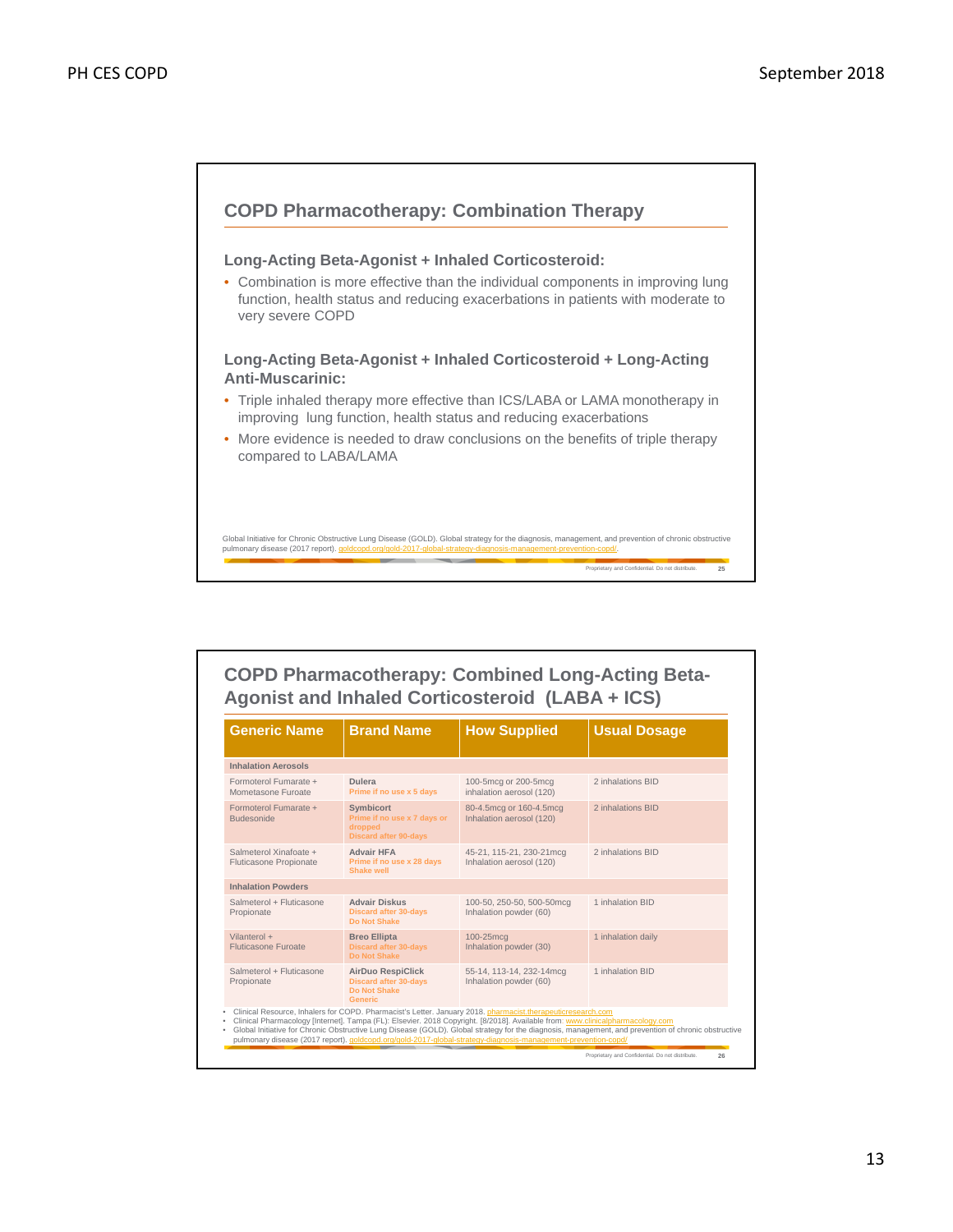## COPD Pharmacotherapy: Combination Therapy

### Long-Acting Beta-Agonist + Inhaled Corticosteroid:

- Combination is more effective than the individual components in improving lung function, health status and reducing exacerbations in patients with moderate to very severe COPD

### Long-Acting Beta-Agonist + Inhaled Corticosteroid + Long-Acting Anti-Muscarinic:

- Triple inhaled therapy more effective than ICS/LABA or LAMA monotherapy in improving lung function, health status and reducing exacerbations
- More evidence is needed to draw conclusions on the benefits of triple therapy compared to LABA/LAMA

Global Initiative for Chronic Obstructive Lung Disease (GOLD). Global strategy for the diagnosis, management, and prevention of chronic obstructive pulmonary disease (2017 report). goldcopd.org/gold-2017-global-strategy-diagnosis-management-prevention-copd/.

Proprietary and Confidential. Do not distribute.

## COPD Pharmacotherapy: Combined Long-Acting Beta-Agonist and Inhaled Corticosteroid (LABA + ICS)

| Generic Name | Brand Name | How Supplied | Usual Dosage |
|---|---|---|---|
| **Inhalation Aerosols** | | | |
| Formoterol Fumarate + Mometasone Furoate | **Dulera** Prime if no use x 5 days | 100-5mcg or 200-5mcg inhalation aerosol (120) | 2 inhalations BID |
| Formoterol Fumarate + Budesonide | **Symbicort** Prime if no use x 7 days or dropped Discard after 90-days | 80-4.5mcg or 160-4.5mcg Inhalation aerosol (120) | 2 inhalations BID |
| Salmeterol Xinafoate + Fluticasone Propionate | **Advair HFA** Prime if no use x 28 days Shake well | 45-21, 115-21, 230-21mcg Inhalation aerosol (120) | 2 inhalations BID |
| **Inhalation Powders** | | | |
| Salmeterol + Fluticasone Propionate | **Advair Diskus** Discard after 30-days Do Not Shake | 100-50, 250-50, 500-50mcg Inhalation powder (60) | 1 inhalation BID |
| Vilanterol + Fluticasone Furoate | **Breo Ellipta** Discard after 30-days Do Not Shake | 100-25mcg Inhalation powder (30) | 1 inhalation daily |
| Salmeterol + Fluticasone Propionate | **AirDuo RespiClick** Discard after 30-days Do Not Shake Generic | 55-14, 113-14, 232-14mcg Inhalation powder (60) | 1 inhalation BID |

- Clinical Resource, Inhalers for COPD. Pharmacist's Letter. January 2018. pharmacist.therapeuticresearch.com
- Clinical Pharmacology [Internet]. Tampa (FL): Elsevier. 2018 Copyright. [8/2018]. Available from: www.clinicalpharmacology.com
- Global Initiative for Chronic Obstructive Lung Disease (GOLD). Global strategy for the diagnosis, management, and prevention of chronic obstructive pulmonary disease (2017 report). goldcopd.org/gold-2017-global-strategy-diagnosis-management-prevention-copd/

Proprietary and Confidential. Do not distribute.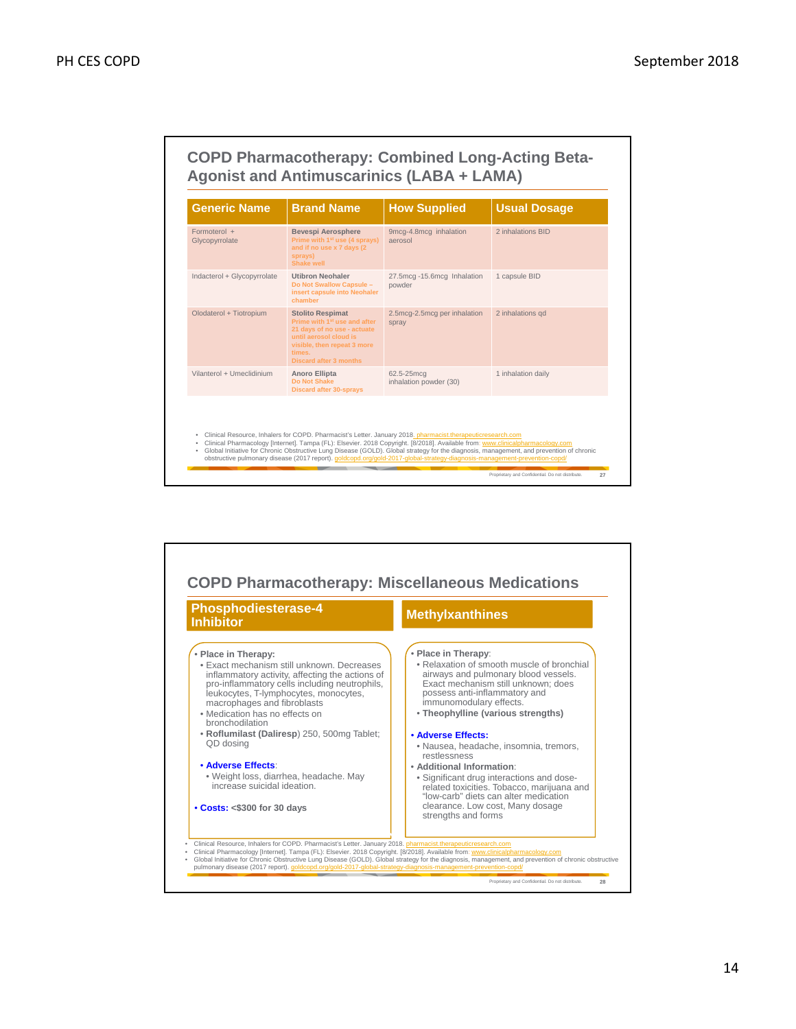## COPD Pharmacotherapy: Combined Long-Acting Beta-Agonist and Antimuscarinics (LABA + LAMA)

| Generic Name | Brand Name | How Supplied | Usual Dosage |
|---|---|---|---|
| Formoterol + Glycopyrrolate | **Bevespi Aerosphere** Prime with 1st use (4 sprays) and if no use x 7 days (2 sprays) Shake well | 9mcg-4.8mcg inhalation aerosol | 2 inhalations BID |
| Indacterol + Glycopyrrolate | **Utibron Neohaler** Do Not Swallow Capsule – insert capsule into Neohaler chamber | 27.5mcg -15.6mcg Inhalation powder | 1 capsule BID |
| Olodaterol + Tiotropium | **Stolito Respimat** Prime with 1st use and after 21 days of no use - actuate until aerosol cloud is visible, then repeat 3 more times. Discard after 3 months | 2.5mcg-2.5mcg per inhalation spray | 2 inhalations qd |
| Vilanterol + Umeclidinium | **Anoro Ellipta** Do Not Shake Discard after 30-sprays | 62.5-25mcg inhalation powder (30) | 1 inhalation daily |

- Clinical Resource, Inhalers for COPD. Pharmacist's Letter. January 2018. pharmacist.therapeuticresearch.com
- Clinical Pharmacology [Internet]. Tampa (FL): Elsevier. 2018 Copyright. [8/2018]. Available from: www.clinicalpharmacology.com
- Global Initiative for Chronic Obstructive Lung Disease (GOLD). Global strategy for the diagnosis, management, and prevention of chronic obstructive pulmonary disease (2017 report). goldcopd.org/gold-2017-global-strategy-diagnosis-management-prevention-copd/

## COPD Pharmacotherapy: Miscellaneous Medications

### Phosphodiesterase-4 Inhibitor

- **Place in Therapy:**
  - Exact mechanism still unknown. Decreases inflammatory activity, affecting the actions of pro-inflammatory cells including neutrophils, leukocytes, T-lymphocytes, monocytes, macrophages and fibroblasts
  - Medication has no effects on bronchodilation
  - **Roflumilast (Daliresp)** 250, 500mg Tablet; QD dosing
- **Adverse Effects:**
  - Weight loss, diarrhea, headache. May increase suicidal ideation.
- **Costs:** <$300 for 30 days

### Methylxanthines

- **Place in Therapy:**
  - Relaxation of smooth muscle of bronchial airways and pulmonary blood vessels. Exact mechanism still unknown; does possess anti-inflammatory and immunomodulary effects.
  - **Theophylline (various strengths)**
- **Adverse Effects:**
  - Nausea, headache, insomnia, tremors, restlessness
- **Additional Information:**
  - Significant drug interactions and dose-related toxicities. Tobacco, marijuana and "low-carb" diets can alter medication clearance. Low cost, Many dosage strengths and forms

- Clinical Resource, Inhalers for COPD. Pharmacist's Letter. January 2018. pharmacist.therapeuticresearch.com
- Clinical Pharmacology [Internet]. Tampa (FL): Elsevier. 2018 Copyright. [8/2018]. Available from: www.clinicalpharmacology.com
- Global Initiative for Chronic Obstructive Lung Disease (GOLD). Global strategy for the diagnosis, management, and prevention of chronic obstructive pulmonary disease (2017 report). goldcopd.org/gold-2017-global-strategy-diagnosis-management-prevention-copd/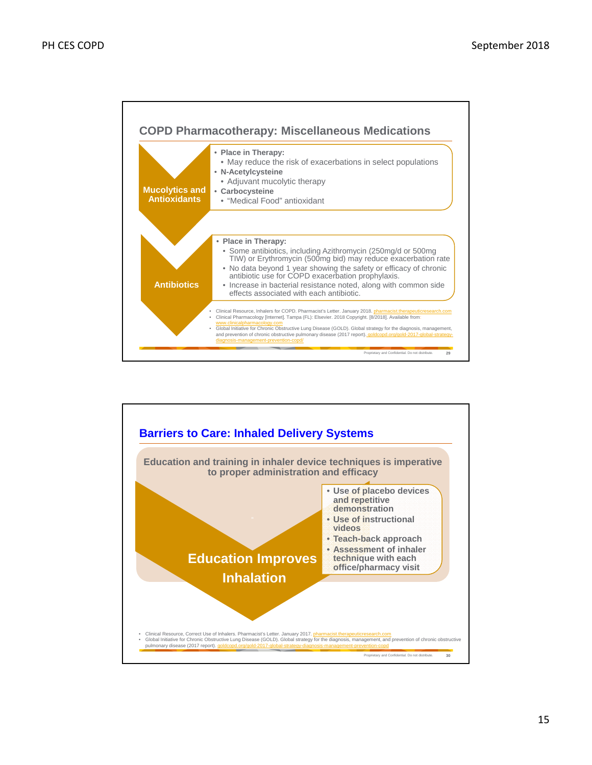## COPD Pharmacotherapy: Miscellaneous Medications

**Mucolytics and Antioxidants**

- **Place in Therapy:**
  - May reduce the risk of exacerbations in select populations
- **N-Acetylcysteine**
  - Adjuvant mucolytic therapy
- **Carbocysteine**
  - "Medical Food" antioxidant

**Antibiotics**

- **Place in Therapy:**
  - Some antibiotics, including Azithromycin (250mg/d or 500mg TIW) or Erythromycin (500mg bid) may reduce exacerbation rate
  - No data beyond 1 year showing the safety or efficacy of chronic antibiotic use for COPD exacerbation prophylaxis.
  - Increase in bacterial resistance noted, along with common side effects associated with each antibiotic.

- Clinical Resource, Inhalers for COPD. Pharmacist's Letter. January 2018. pharmacist.therapeuticresearch.com
- Clinical Pharmacology [Internet]. Tampa (FL): Elsevier. 2018 Copyright. [8/2018]. Available from. www.clinicalpharmacology.com
- Global Initiative for Chronic Obstructive Lung Disease (GOLD). Global strategy for the diagnosis, management, and prevention of chronic obstructive pulmonary disease (2017 report). goldcopd.org/gold-2017-global-strategy-diagnosis-management-prevention-copd/

Proprietary and Confidential. Do not distribute.

## Barriers to Care: Inhaled Delivery Systems

**Education and training in inhaler device techniques is imperative to proper administration and efficacy**

**Education Improves Inhalation**

- **Use of placebo devices and repetitive demonstration**
- **Use of instructional videos**
- **Teach-back approach**
- **Assessment of inhaler technique with each office/pharmacy visit**

- Clinical Resource, Correct Use of Inhalers. Pharmacist's Letter. January 2017. pharmacist.therapeuticresearch.com
- Global Initiative for Chronic Obstructive Lung Disease (GOLD). Global strategy for the diagnosis, management, and prevention of chronic obstructive pulmonary disease (2017 report). goldcopd.org/gold-2017-global-strategy-diagnosis-management-prevention-copd

Proprietary and Confidential. Do not distribute.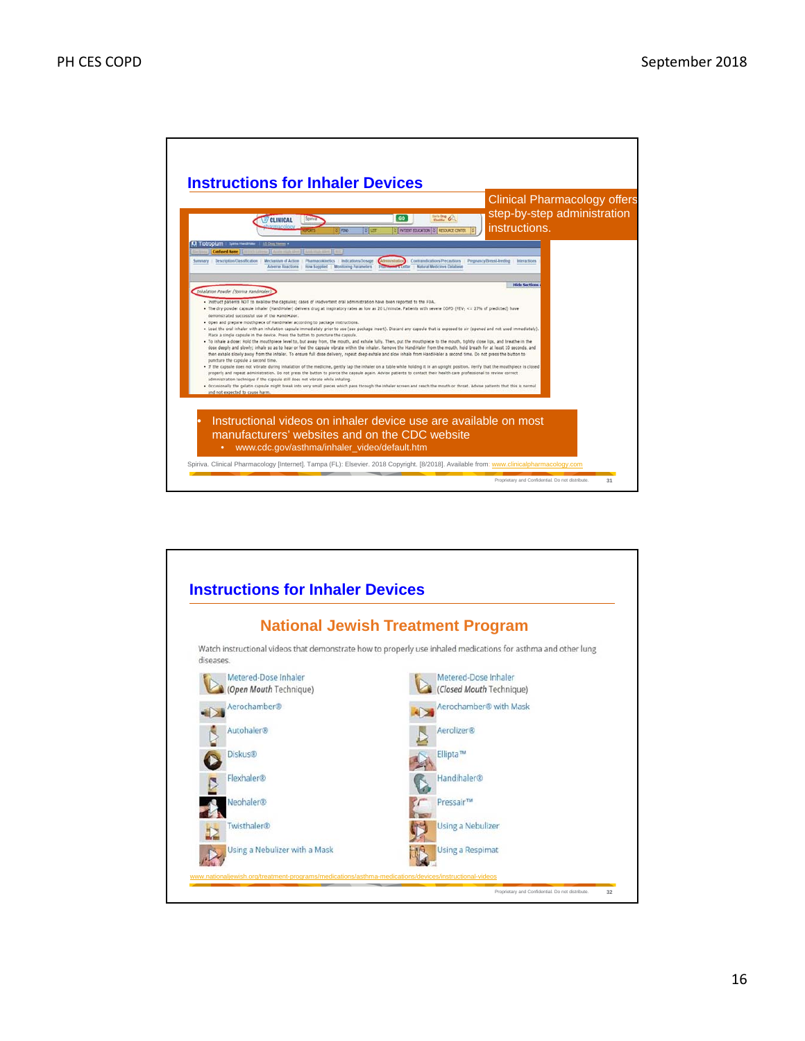## Instructions for Inhaler Devices

Clinical Pharmacology offers step-by-step administration instructions.

- Instructional videos on inhaler device use are available on most manufacturers' websites and on the CDC website
  - www.cdc.gov/asthma/inhaler_video/default.htm

Spiriva. Clinical Pharmacology [Internet]. Tampa (FL): Elsevier. 2018 Copyright. [8/2018]. Available from: www.clinicalpharmacology.com

Proprietary and Confidential. Do not distribute.

## Instructions for Inhaler Devices

### National Jewish Treatment Program

Watch instructional videos that demonstrate how to properly use inhaled medications for asthma and other lung diseases.

- Metered-Dose Inhaler (*Open Mouth* Technique)
- Metered-Dose Inhaler (*Closed Mouth* Technique)
- Aerochamber®
- Aerochamber® with Mask
- Autohaler®
- Aerolizer®
- Diskus®
- Ellipta™
- Flexhaler®
- Handihaler®
- Neohaler®
- Pressair™
- Twisthaler®
- Using a Nebulizer
- Using a Nebulizer with a Mask
- Using a Respimat

www.nationaljewish.org/treatment-programs/medications/asthma-medications/devices/instructional-videos

Proprietary and Confidential. Do not distribute.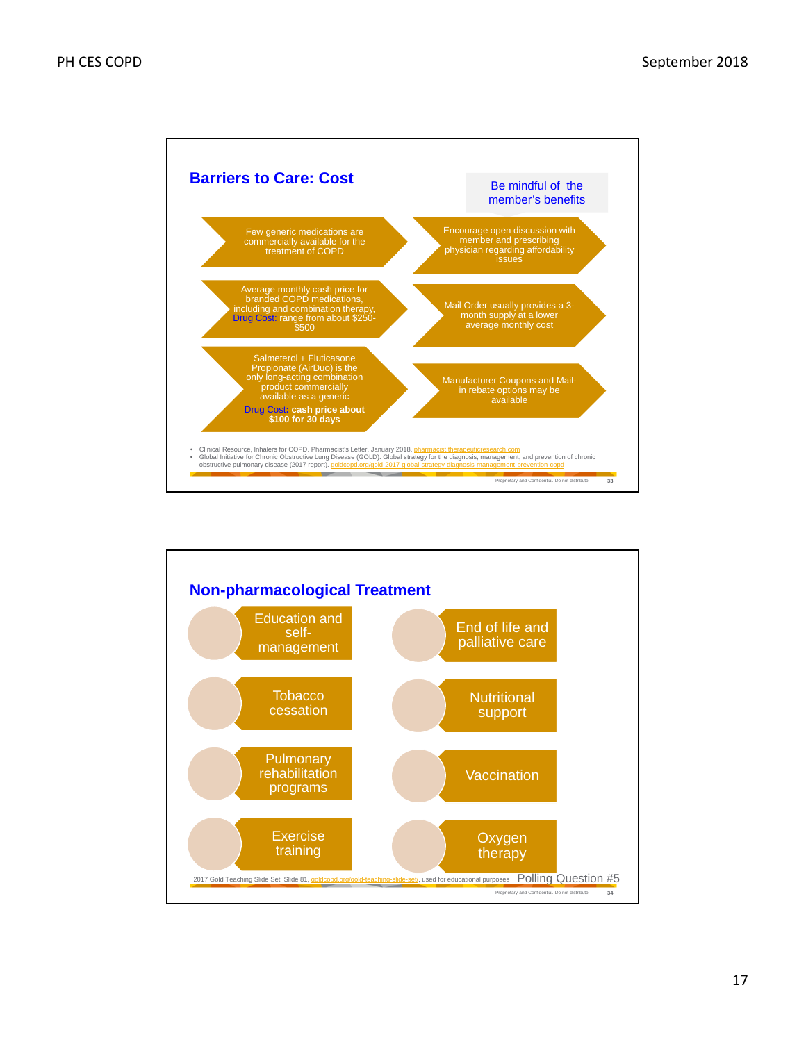## Barriers to Care: Cost

Be mindful of the member's benefits

- Few generic medications are commercially available for the treatment of COPD
- Encourage open discussion with member and prescribing physician regarding affordability issues
- Average monthly cash price for branded COPD medications, including and combination therapy, Drug Cost: range from about $250-$500
- Mail Order usually provides a 3-month supply at a lower average monthly cost
- Salmeterol + Fluticasone Propionate (AirDuo) is the only long-acting combination product commercially available as a generic
  Drug Cost: **cash price about $100 for 30 days**
- Manufacturer Coupons and Mail-in rebate options may be available

- Clinical Resource, Inhalers for COPD. Pharmacist's Letter. January 2018. pharmacist.therapeuticresearch.com
- Global Initiative for Chronic Obstructive Lung Disease (GOLD). Global strategy for the diagnosis, management, and prevention of chronic obstructive pulmonary disease (2017 report). goldcopd.org/gold-2017-global-strategy-diagnosis-management-prevention-copd

Proprietary and Confidential. Do not distribute. 33

## Non-pharmacological Treatment

- Education and self-management
- End of life and palliative care
- Tobacco cessation
- Nutritional support
- Pulmonary rehabilitation programs
- Vaccination
- Exercise training
- Oxygen therapy

2017 Gold Teaching Slide Set: Slide 81, goldcopd.org/gold-teaching-slide-set/, used for educational purposes

Polling Question #5

Proprietary and Confidential. Do not distribute. 34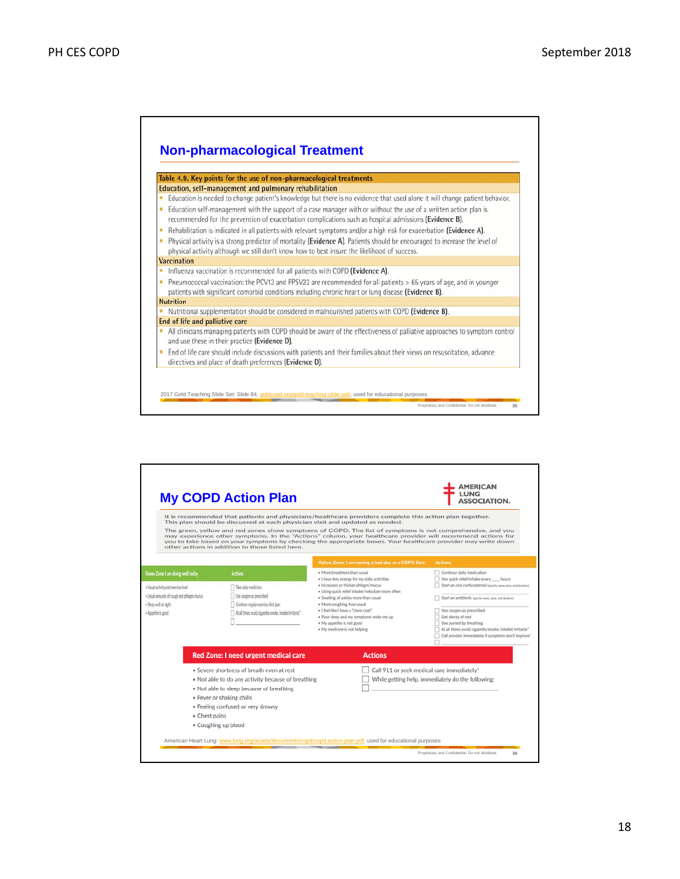## Non-pharmacological Treatment

**Table 4.9. Key points for the use of non-pharmacological treatments**

**Education, self-management and pulmonary rehabilitation**

- Education is needed to change patient's knowledge but there is no evidence that used alone it will change patient behavior.
- Education self-management with the support of a case manager with or without the use of a written action plan is recommended for the prevention of exacerbation complications such as hospital admissions (**Evidence B**).
- Rehabilitation is indicated in all patients with relevant symptoms and/or a high risk for exacerbation (**Evidence A**).
- Physical activity is a strong predictor of mortality (**Evidence A**). Patients should be encouraged to increase the level of physical activity although we still don't know how to best insure the likelihood of success.

**Vaccination**

- Influenza vaccination is recommended for all patients with COPD (**Evidence A**).
- Pneumococcal vaccination: the PCV13 and PPSV23 are recommended for all patients > 65 years of age, and in younger patients with significant comorbid conditions including chronic heart or lung disease (**Evidence B**).

**Nutrition**

- Nutritional supplementation should be considered in malnourished patients with COPD (**Evidence B**).

**End of life and palliative care**

- All clinicians managing patients with COPD should be aware of the effectiveness of palliative approaches to symptom control and use these in their practice (**Evidence D**).
- End of life care should include discussions with patients and their families about their views on resuscitation, advance directives and place of death preferences (**Evidence D**).

2017 Gold Teaching Slide Set: Slide 84, goldcopd.org/gold-teaching-slide-set/, used for educational purposes

## My COPD Action Plan

AMERICAN LUNG ASSOCIATION.

It is recommended that patients and physicians/healthcare providers complete this action plan together. This plan should be discussed at each physician visit and updated as needed.

The green, yellow and red zones show symptoms of COPD. The list of symptoms is not comprehensive, and you may experience other symptoms. In the "Actions" column, your healthcare provider will recommend actions for you to take based on your symptoms by checking the appropriate boxes. Your healthcare provider may write down other actions in addition to those listed here.

| Green Zone: I am doing well today | Actions |
|---|---|
| • Usual activity and exercise level<br>• Usual amounts of cough and phlegm/mucus<br>• Sleep well at night<br>• Appetite is good | ☐ Take daily medicines<br>☐ Use oxygen as prescribed<br>☐ Continue regular exercise/diet plan<br>☐ At all times avoid cigarette smoke, inhaled irritants*<br>☐ ______ |

| Yellow Zone: I am having a bad day or a COPD flare | Actions |
|---|---|
| • More breathless than usual<br>• I have less energy for my daily activities<br>• Increased or thicker phlegm/mucus<br>• Using quick relief inhaler/nebulizer more often<br>• Swelling of ankles more than usual<br>• More coughing than usual<br>• I feel like I have a "chest cold"<br>• Poor sleep and my symptoms woke me up<br>• My appetite is not good<br>• My medicine is not helping | ☐ Continue daily medication<br>☐ Use quick relief inhaler every ___ hours<br>☐ Start an oral corticosteroid (specify name, dose, and duration)<br>☐ Start an antibiotic (specify name, dose, and duration)<br>☐ Use oxygen as prescribed<br>☐ Get plenty of rest<br>☐ Use pursed lip breathing<br>☐ At all times avoid cigarette smoke, inhaled irritants*<br>☐ Call provider immediately if symptoms don't improve*<br>☐ ______ |

| Red Zone: I need urgent medical care | Actions |
|---|---|
| • Severe shortness of breath even at rest<br>• Not able to do any activity because of breathing<br>• Not able to sleep because of breathing<br>• Fever or shaking chills<br>• Feeling confused or very drowsy<br>• Chest pains<br>• Coughing up blood | ☐ Call 911 or seek medical care immediately*<br>☐ While getting help, immediately do the following:<br>☐ ______ |

American Heart Lung: www.lung.org/assets/documents/copd/copd-action-plan.pdf, used for educational purposes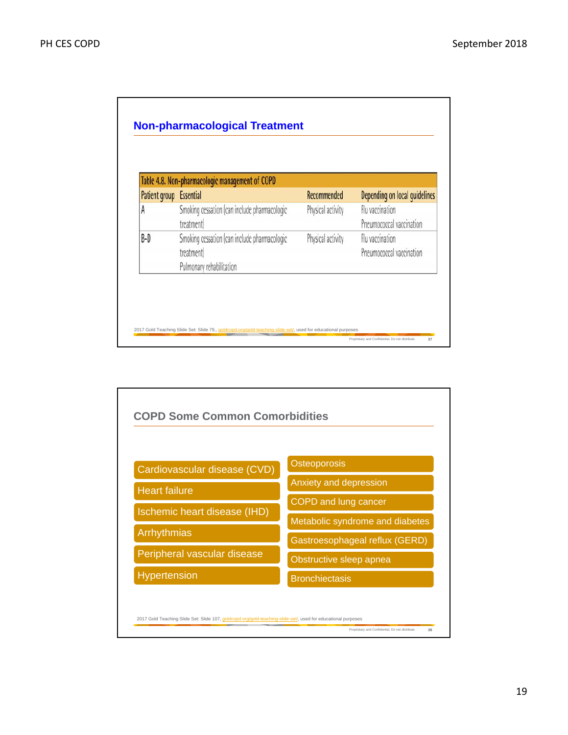## Non-pharmacological Treatment

Table 4.8. Non-pharmacologic management of COPD

| Patient group | Essential | Recommended | Depending on local guidelines |
|---|---|---|---|
| A | Smoking cessation (can include pharmacologic treatment) | Physical activity | Flu vaccination<br>Pneumococcal vaccination |
| B-D | Smoking cessation (can include pharmacologic treatment)<br>Pulmonary rehabilitation | Physical activity | Flu vaccination<br>Pneumococcal vaccination |

2017 Gold Teaching Slide Set: Slide 79,, goldcopd.org/gold-teaching-slide-set/, used for educational purposes

## COPD Some Common Comorbidities

- Cardiovascular disease (CVD)
- Heart failure
- Ischemic heart disease (IHD)
- Arrhythmias
- Peripheral vascular disease
- Hypertension
- Osteoporosis
- Anxiety and depression
- COPD and lung cancer
- Metabolic syndrome and diabetes
- Gastroesophageal reflux (GERD)
- Obstructive sleep apnea
- Bronchiectasis

2017 Gold Teaching Slide Set: Slide 107, goldcopd.org/gold-teaching-slide-set/, used for educational purposes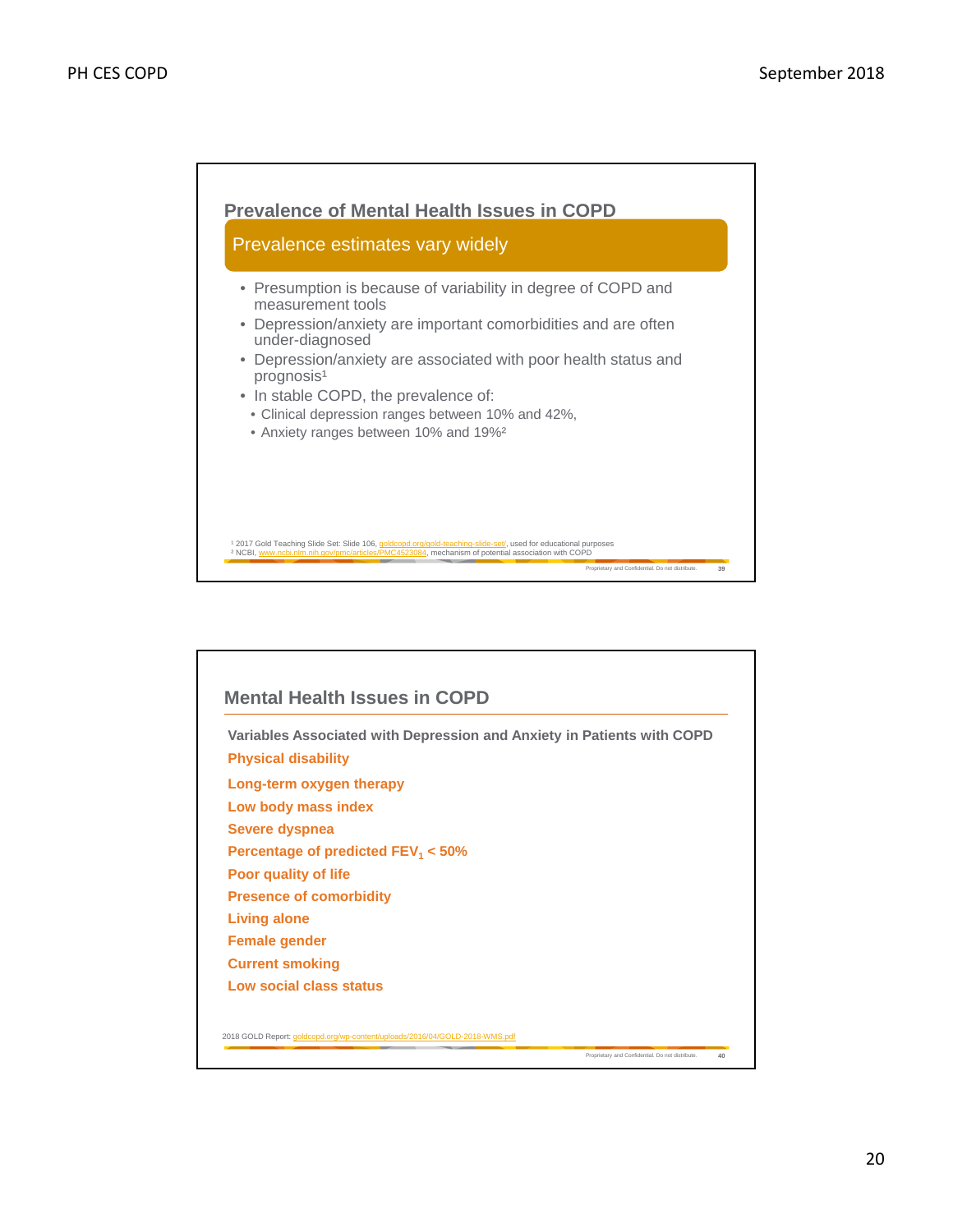## Prevalence of Mental Health Issues in COPD

### Prevalence estimates vary widely

- Presumption is because of variability in degree of COPD and measurement tools
- Depression/anxiety are important comorbidities and are often under-diagnosed
- Depression/anxiety are associated with poor health status and prognosis[1]
- In stable COPD, the prevalence of:
  - Clinical depression ranges between 10% and 42%,
  - Anxiety ranges between 10% and 19%[2]

[1] 2017 Gold Teaching Slide Set: Slide 106, goldcopd.org/gold-teaching-slide-set/, used for educational purposes
[2] NCBI, www.ncbi.nlm.nih.gov/pmc/articles/PMC4523084, mechanism of potential association with COPD

Proprietary and Confidential. Do not distribute.

## Mental Health Issues in COPD

**Variables Associated with Depression and Anxiety in Patients with COPD**

**Physical disability**

**Long-term oxygen therapy**

**Low body mass index**

**Severe dyspnea**

**Percentage of predicted $FEV_1$ < 50%**

**Poor quality of life**

**Presence of comorbidity**

**Living alone**

**Female gender**

**Current smoking**

**Low social class status**

2018 GOLD Report: goldcopd.org/wp-content/uploads/2016/04/GOLD-2018-WMS.pdf

Proprietary and Confidential. Do not distribute.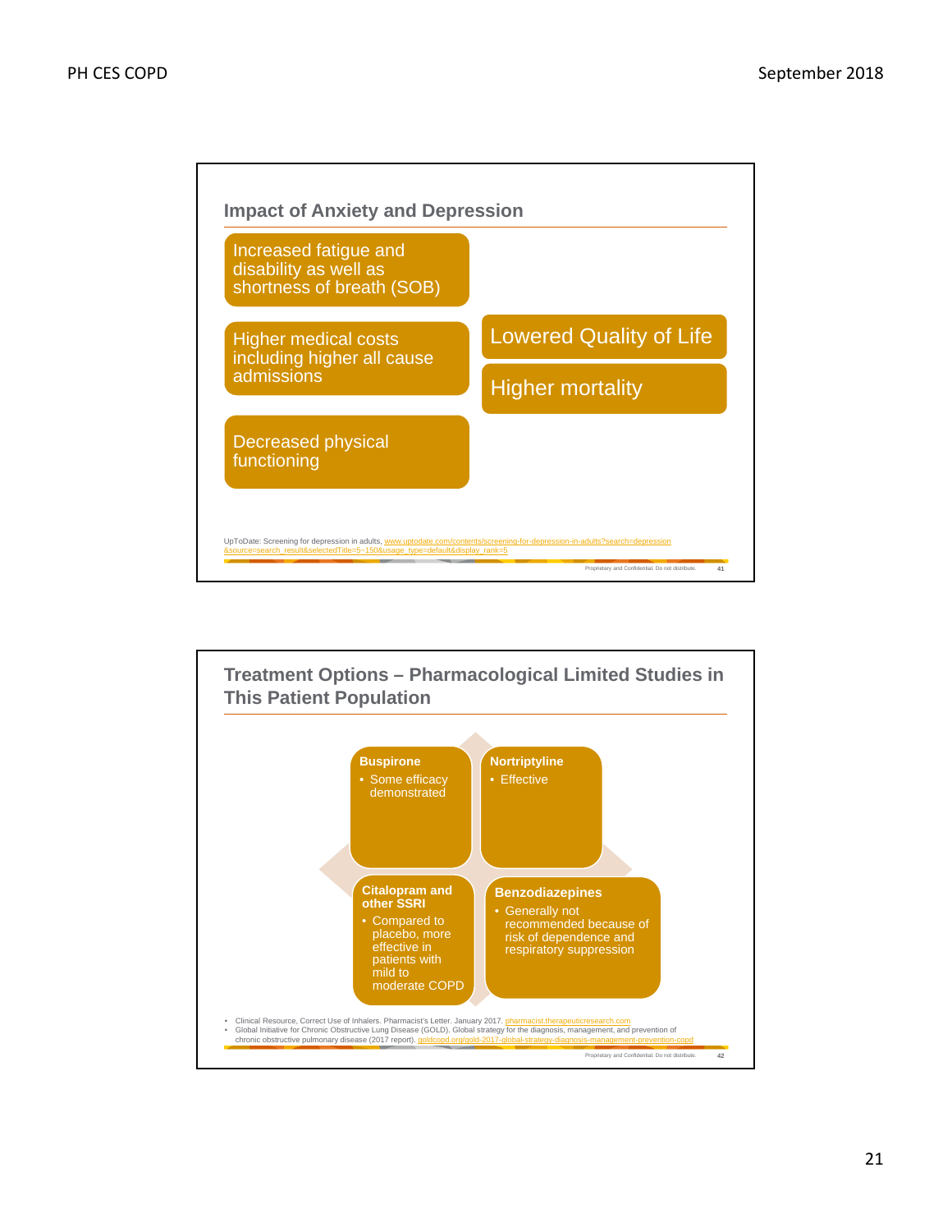## Impact of Anxiety and Depression

- Increased fatigue and disability as well as shortness of breath (SOB)
- Higher medical costs including higher all cause admissions
- Decreased physical functioning
- Lowered Quality of Life
- Higher mortality

UpToDate: Screening for depression in adults, www.uptodate.com/contents/screening-for-depression-in-adults?search=depression&source=search_result&selectedTitle=5~150&usage_type=default&display_rank=5

Proprietary and Confidential. Do not distribute.

## Treatment Options – Pharmacological Limited Studies in This Patient Population

**Buspirone**
- Some efficacy demonstrated

**Nortriptyline**
- Effective

**Citalopram and other SSRI**
- Compared to placebo, more effective in patients with mild to moderate COPD

**Benzodiazepines**
- Generally not recommended because of risk of dependence and respiratory suppression

- Clinical Resource, Correct Use of Inhalers. Pharmacist's Letter. January 2017. pharmacist.therapeuticresearch.com
- Global Initiative for Chronic Obstructive Lung Disease (GOLD). Global strategy for the diagnosis, management, and prevention of chronic obstructive pulmonary disease (2017 report). goldcopd.org/gold-2017-global-strategy-diagnosis-management-prevention-copd

Proprietary and Confidential. Do not distribute.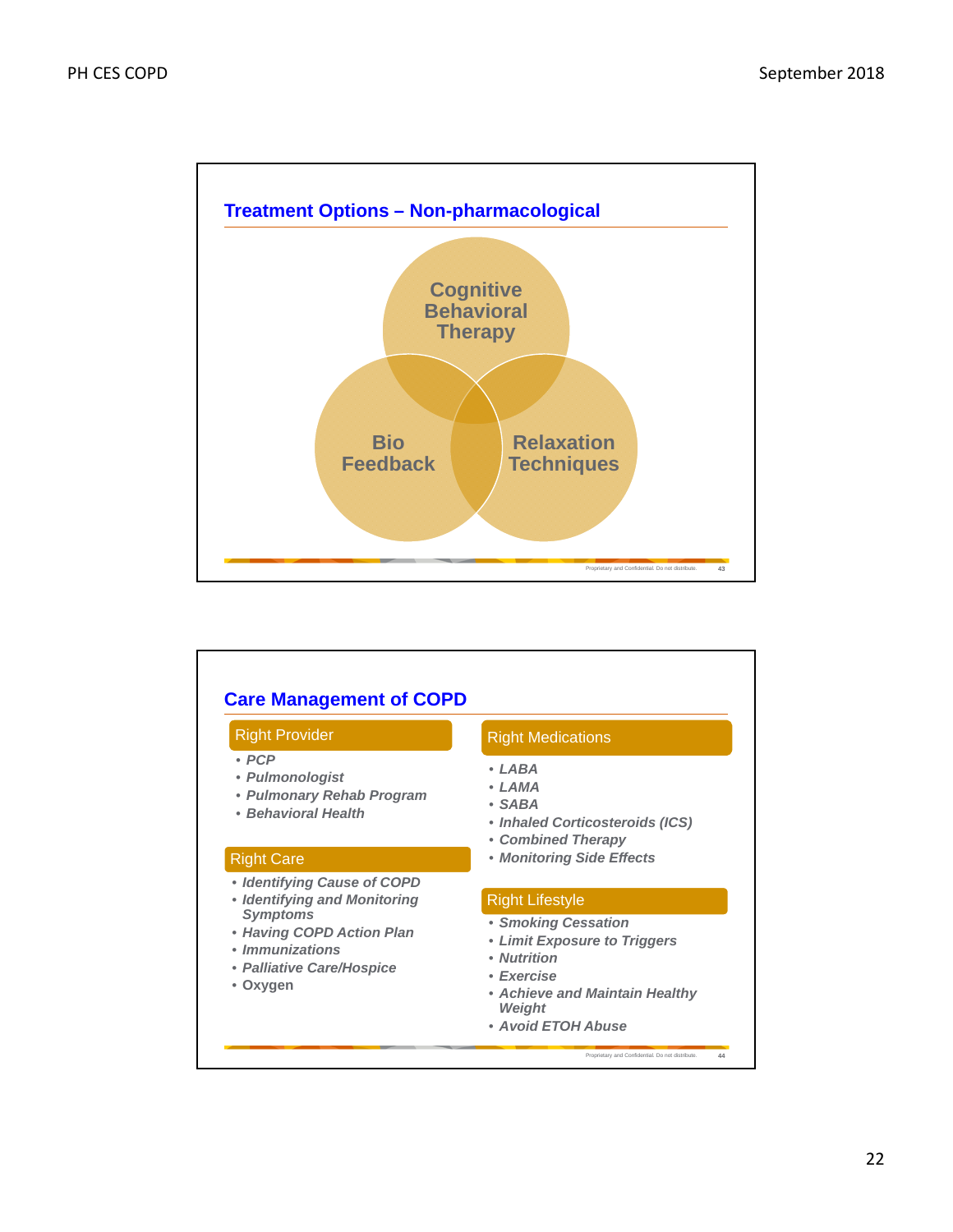## Treatment Options – Non-pharmacological

- Cognitive Behavioral Therapy
- Bio Feedback
- Relaxation Techniques

Proprietary and Confidential. Do not distribute.

## Care Management of COPD

**Right Provider**

- *PCP*
- *Pulmonologist*
- *Pulmonary Rehab Program*
- *Behavioral Health*

**Right Care**

- *Identifying Cause of COPD*
- *Identifying and Monitoring Symptoms*
- *Having COPD Action Plan*
- *Immunizations*
- *Palliative Care/Hospice*
- Oxygen

**Right Medications**

- *LABA*
- *LAMA*
- *SABA*
- *Inhaled Corticosteroids (ICS)*
- *Combined Therapy*
- *Monitoring Side Effects*

**Right Lifestyle**

- *Smoking Cessation*
- *Limit Exposure to Triggers*
- *Nutrition*
- *Exercise*
- *Achieve and Maintain Healthy Weight*
- *Avoid ETOH Abuse*

Proprietary and Confidential. Do not distribute.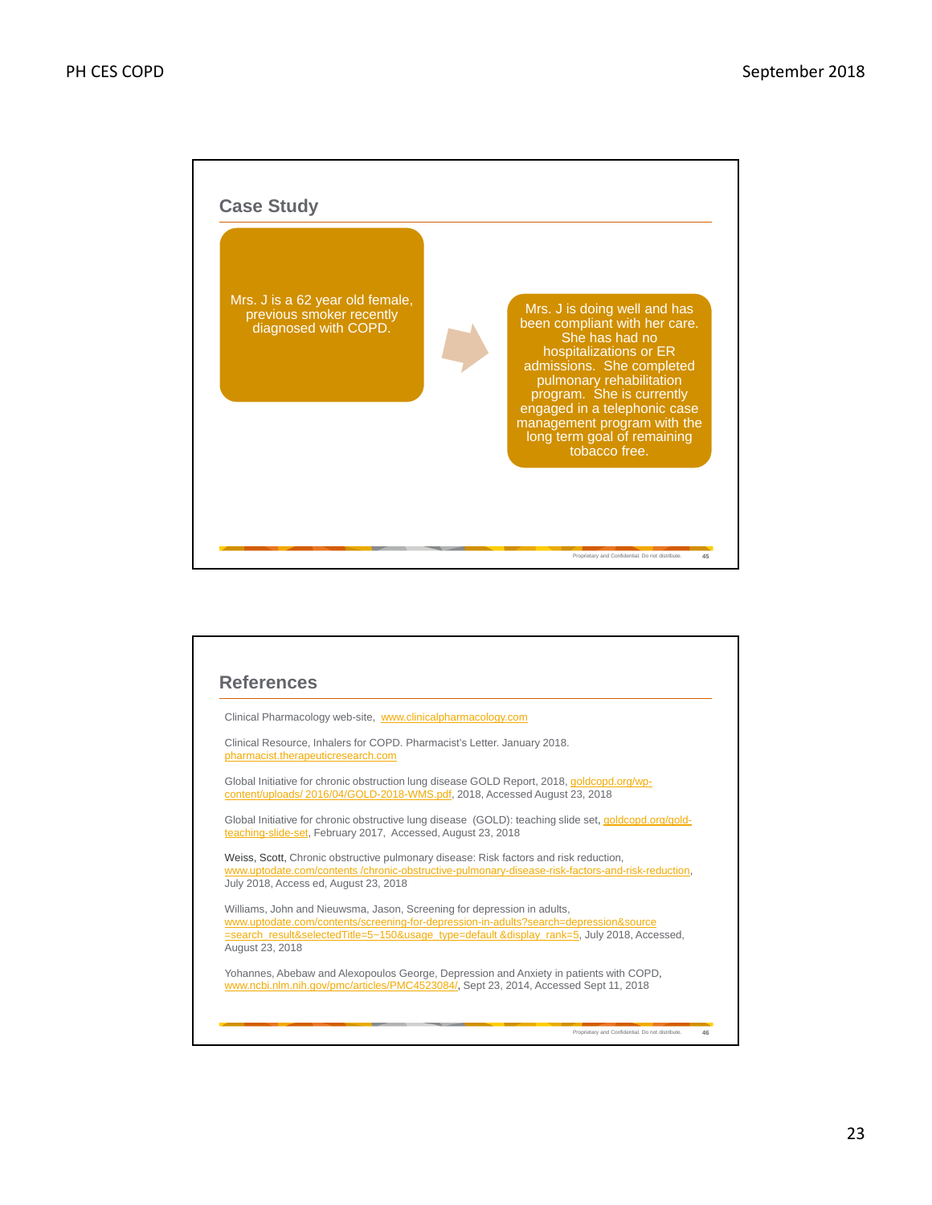## Case Study

Mrs. J is a 62 year old female, previous smoker recently diagnosed with COPD.

Mrs. J is doing well and has been compliant with her care. She has had no hospitalizations or ER admissions. She completed pulmonary rehabilitation program. She is currently engaged in a telephonic case management program with the long term goal of remaining tobacco free.

Proprietary and Confidential. Do not distribute.

## References

Clinical Pharmacology web-site, www.clinicalpharmacology.com

Clinical Resource, Inhalers for COPD. Pharmacist's Letter. January 2018. pharmacist.therapeuticresearch.com

Global Initiative for chronic obstruction lung disease GOLD Report, 2018, goldcopd.org/wp-content/uploads/ 2016/04/GOLD-2018-WMS.pdf, 2018, Accessed August 23, 2018

Global Initiative for chronic obstructive lung disease (GOLD): teaching slide set, goldcopd.org/gold-teaching-slide-set, February 2017, Accessed, August 23, 2018

Weiss, Scott, Chronic obstructive pulmonary disease: Risk factors and risk reduction, www.uptodate.com/contents /chronic-obstructive-pulmonary-disease-risk-factors-and-risk-reduction, July 2018, Access ed, August 23, 2018

Williams, John and Nieuwsma, Jason, Screening for depression in adults, www.uptodate.com/contents/screening-for-depression-in-adults?search=depression&source =search_result&selectedTitle=5~150&usage_type=default &display_rank=5, July 2018, Accessed, August 23, 2018

Yohannes, Abebaw and Alexopoulos George, Depression and Anxiety in patients with COPD, www.ncbi.nlm.nih.gov/pmc/articles/PMC4523084/, Sept 23, 2014, Accessed Sept 11, 2018

Proprietary and Confidential. Do not distribute.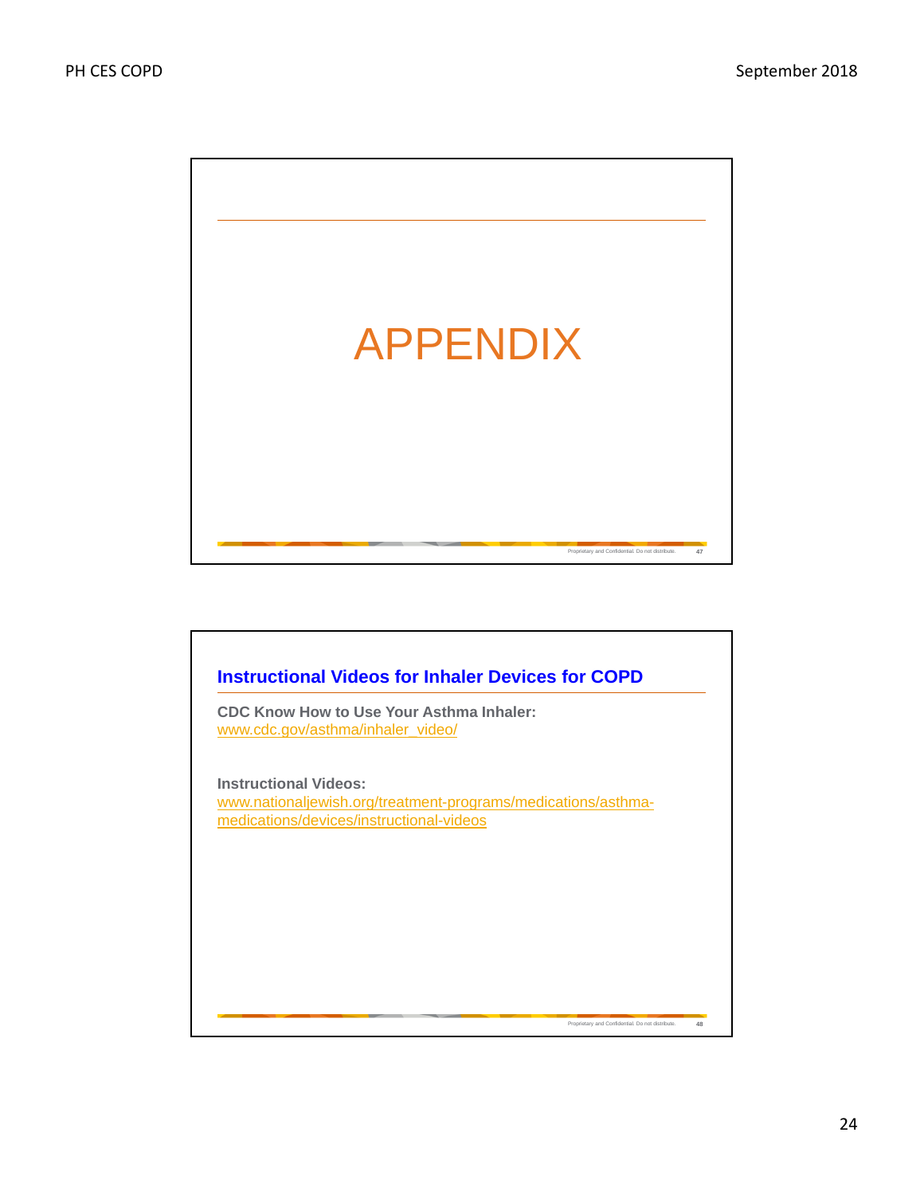# APPENDIX

## Instructional Videos for Inhaler Devices for COPD

**CDC Know How to Use Your Asthma Inhaler:**
www.cdc.gov/asthma/inhaler_video/

**Instructional Videos:**
www.nationaljewish.org/treatment-programs/medications/asthma-medications/devices/instructional-videos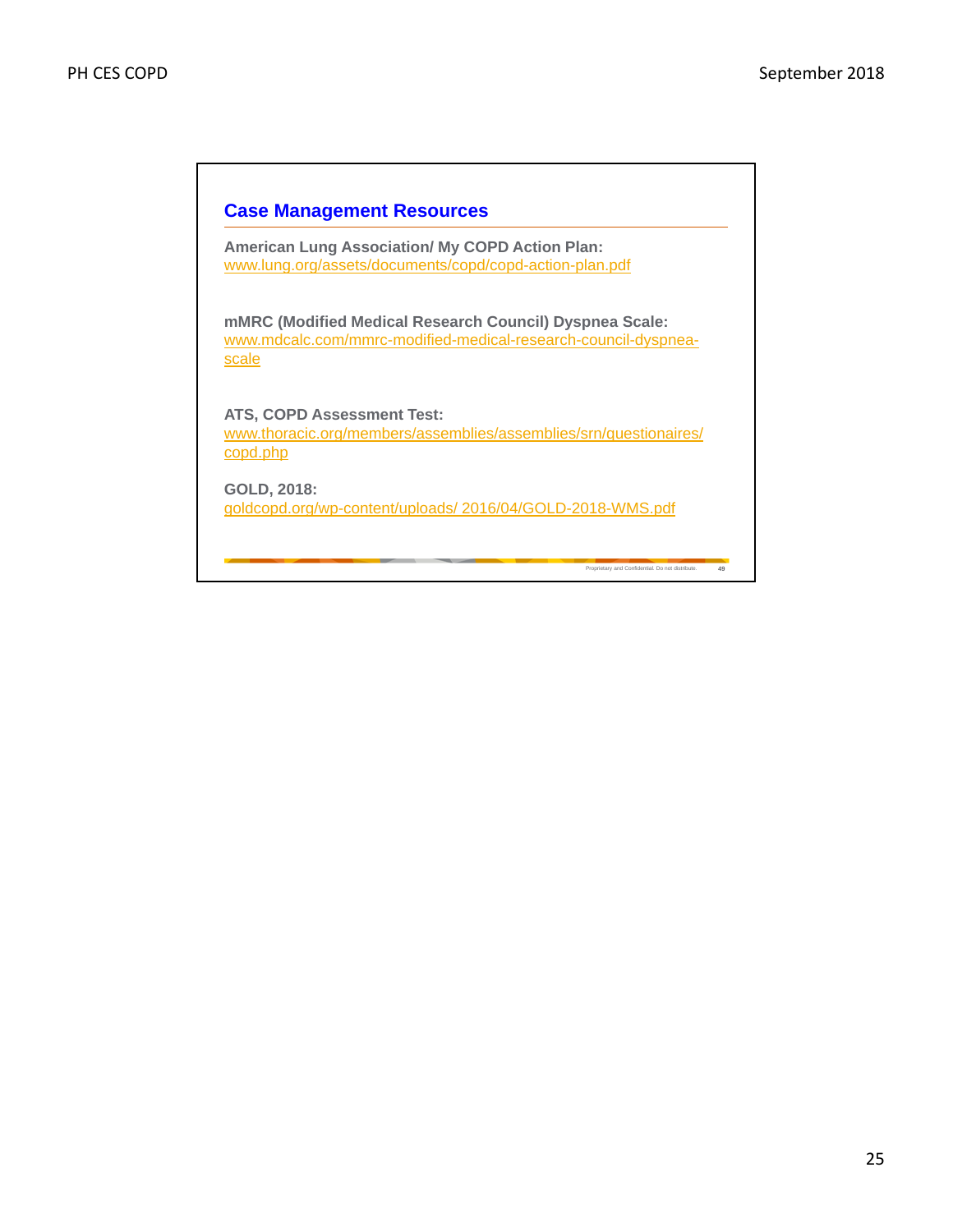## Case Management Resources

**American Lung Association/ My COPD Action Plan:**
www.lung.org/assets/documents/copd/copd-action-plan.pdf

**mMRC (Modified Medical Research Council) Dyspnea Scale:**
www.mdcalc.com/mmrc-modified-medical-research-council-dyspnea-scale

**ATS, COPD Assessment Test:**
www.thoracic.org/members/assemblies/assemblies/srn/questionaires/copd.php

**GOLD, 2018:**
goldcopd.org/wp-content/uploads/ 2016/04/GOLD-2018-WMS.pdf

Proprietary and Confidential. Do not distribute.